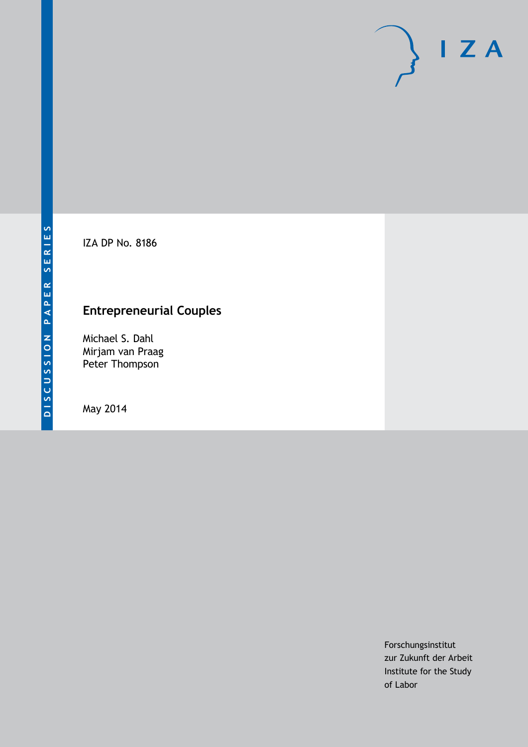DISCUSSION PAPER SERIES

IZA

IZA DP No. 8186

# Entrepreneurial Couples

Michael S. Dahl
Mirjam van Praag
Peter Thompson

May 2014

Forschungsinstitut
zur Zukunft der Arbeit
Institute for the Study
of Labor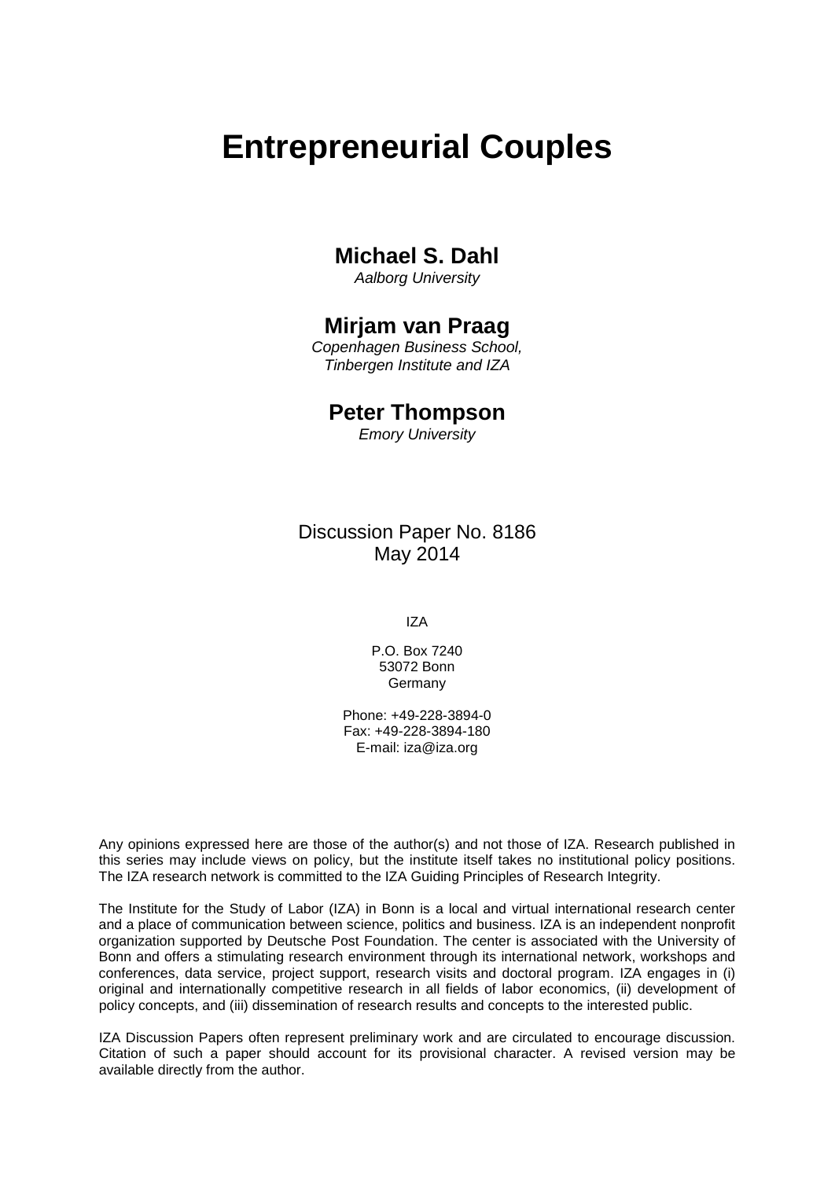# Entrepreneurial Couples

## Michael S. Dahl

*Aalborg University*

## Mirjam van Praag

*Copenhagen Business School, Tinbergen Institute and IZA*

## Peter Thompson

*Emory University*

Discussion Paper No. 8186
May 2014

IZA

P.O. Box 7240
53072 Bonn
Germany

Phone: +49-228-3894-0
Fax: +49-228-3894-180
E-mail: iza@iza.org

Any opinions expressed here are those of the author(s) and not those of IZA. Research published in this series may include views on policy, but the institute itself takes no institutional policy positions. The IZA research network is committed to the IZA Guiding Principles of Research Integrity.

The Institute for the Study of Labor (IZA) in Bonn is a local and virtual international research center and a place of communication between science, politics and business. IZA is an independent nonprofit organization supported by Deutsche Post Foundation. The center is associated with the University of Bonn and offers a stimulating research environment through its international network, workshops and conferences, data service, project support, research visits and doctoral program. IZA engages in (i) original and internationally competitive research in all fields of labor economics, (ii) development of policy concepts, and (iii) dissemination of research results and concepts to the interested public.

IZA Discussion Papers often represent preliminary work and are circulated to encourage discussion. Citation of such a paper should account for its provisional character. A revised version may be available directly from the author.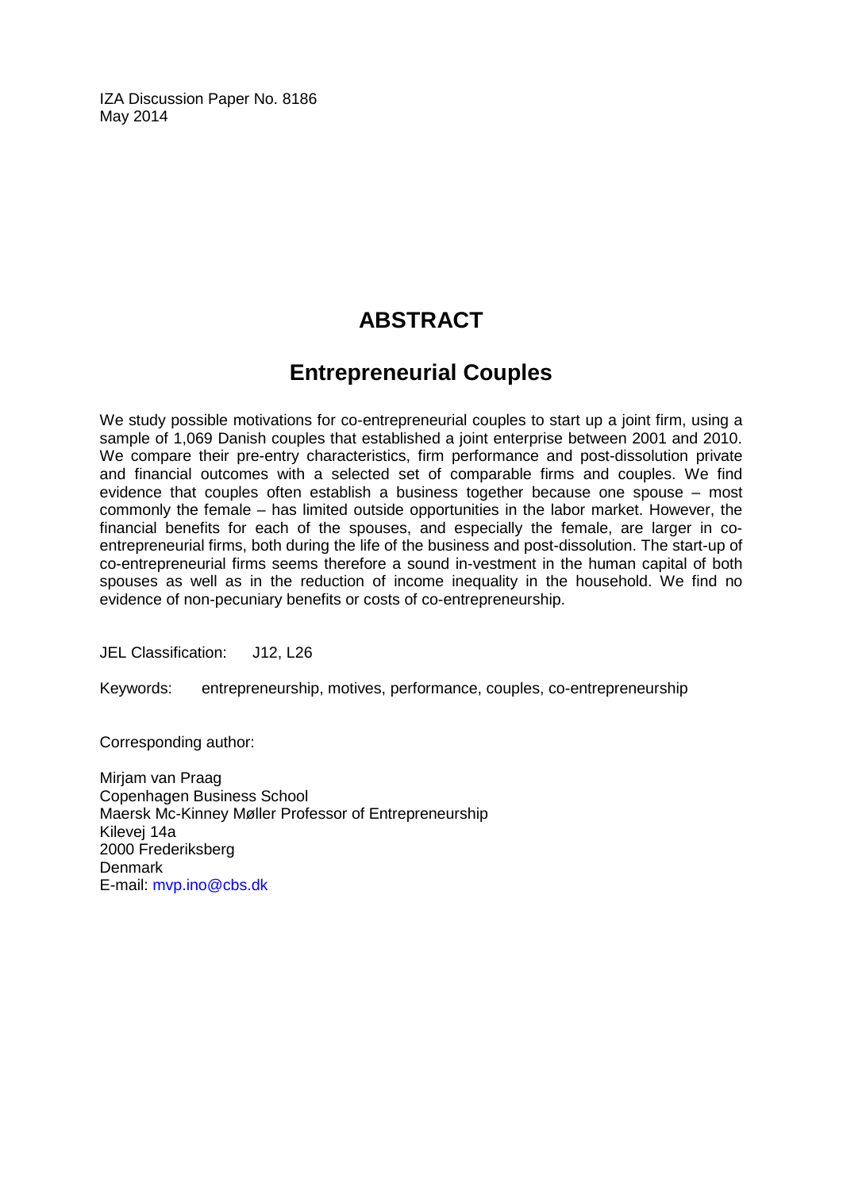IZA Discussion Paper No. 8186
May 2014

# ABSTRACT

## Entrepreneurial Couples

We study possible motivations for co-entrepreneurial couples to start up a joint firm, using a sample of 1,069 Danish couples that established a joint enterprise between 2001 and 2010. We compare their pre-entry characteristics, firm performance and post-dissolution private and financial outcomes with a selected set of comparable firms and couples. We find evidence that couples often establish a business together because one spouse – most commonly the female – has limited outside opportunities in the labor market. However, the financial benefits for each of the spouses, and especially the female, are larger in co-entrepreneurial firms, both during the life of the business and post-dissolution. The start-up of co-entrepreneurial firms seems therefore a sound in-vestment in the human capital of both spouses as well as in the reduction of income inequality in the household. We find no evidence of non-pecuniary benefits or costs of co-entrepreneurship.

JEL Classification: J12, L26

Keywords: entrepreneurship, motives, performance, couples, co-entrepreneurship

Corresponding author:

Mirjam van Praag
Copenhagen Business School
Maersk Mc-Kinney Møller Professor of Entrepreneurship
Kilevej 14a
2000 Frederiksberg
Denmark
E-mail: mvp.ino@cbs.dk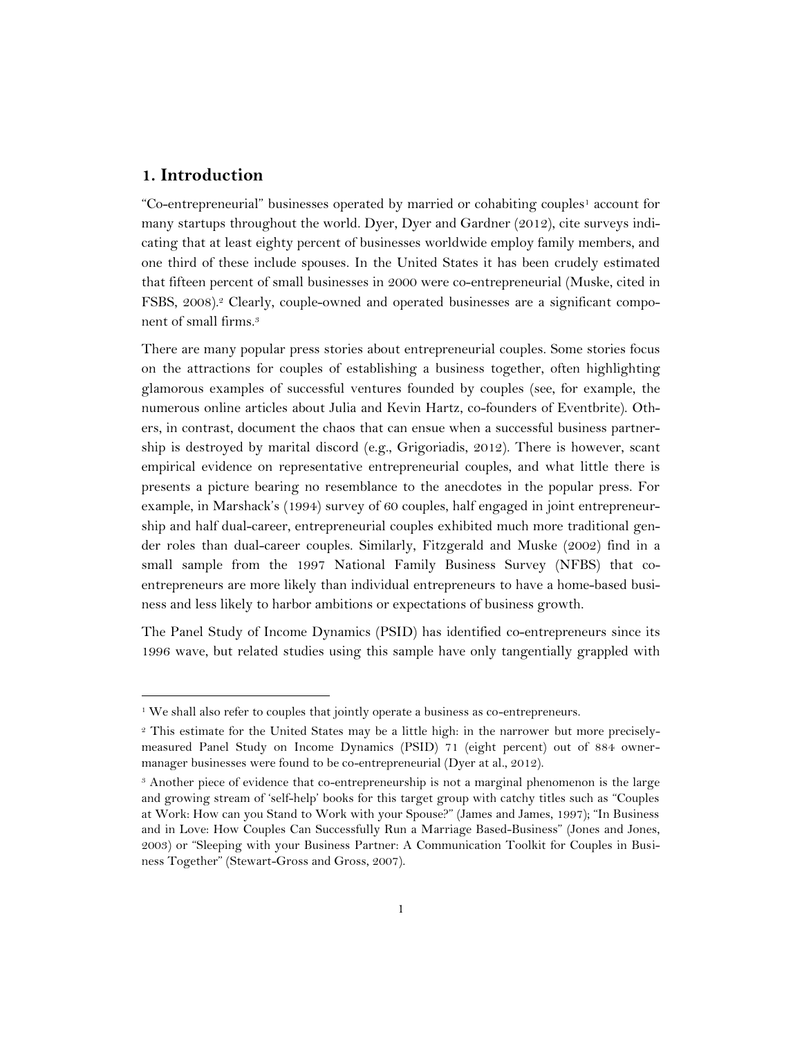## 1. Introduction

"Co-entrepreneurial" businesses operated by married or cohabiting couples[1] account for many startups throughout the world. Dyer, Dyer and Gardner (2012), cite surveys indicating that at least eighty percent of businesses worldwide employ family members, and one third of these include spouses. In the United States it has been crudely estimated that fifteen percent of small businesses in 2000 were co-entrepreneurial (Muske, cited in FSBS, 2008).[2] Clearly, couple-owned and operated businesses are a significant component of small firms.[3]

There are many popular press stories about entrepreneurial couples. Some stories focus on the attractions for couples of establishing a business together, often highlighting glamorous examples of successful ventures founded by couples (see, for example, the numerous online articles about Julia and Kevin Hartz, co-founders of Eventbrite). Others, in contrast, document the chaos that can ensue when a successful business partnership is destroyed by marital discord (e.g., Grigoriadis, 2012). There is however, scant empirical evidence on representative entrepreneurial couples, and what little there is presents a picture bearing no resemblance to the anecdotes in the popular press. For example, in Marshack's (1994) survey of 60 couples, half engaged in joint entrepreneurship and half dual-career, entrepreneurial couples exhibited much more traditional gender roles than dual-career couples. Similarly, Fitzgerald and Muske (2002) find in a small sample from the 1997 National Family Business Survey (NFBS) that co-entrepreneurs are more likely than individual entrepreneurs to have a home-based business and less likely to harbor ambitions or expectations of business growth.

The Panel Study of Income Dynamics (PSID) has identified co-entrepreneurs since its 1996 wave, but related studies using this sample have only tangentially grappled with

---

[1] We shall also refer to couples that jointly operate a business as co-entrepreneurs.

[2] This estimate for the United States may be a little high: in the narrower but more precisely-measured Panel Study on Income Dynamics (PSID) 71 (eight percent) out of 884 owner-manager businesses were found to be co-entrepreneurial (Dyer at al., 2012).

[3] Another piece of evidence that co-entrepreneurship is not a marginal phenomenon is the large and growing stream of 'self-help' books for this target group with catchy titles such as "Couples at Work: How can you Stand to Work with your Spouse?" (James and James, 1997); "In Business and in Love: How Couples Can Successfully Run a Marriage Based-Business" (Jones and Jones, 2003) or "Sleeping with your Business Partner: A Communication Toolkit for Couples in Business Together" (Stewart-Gross and Gross, 2007).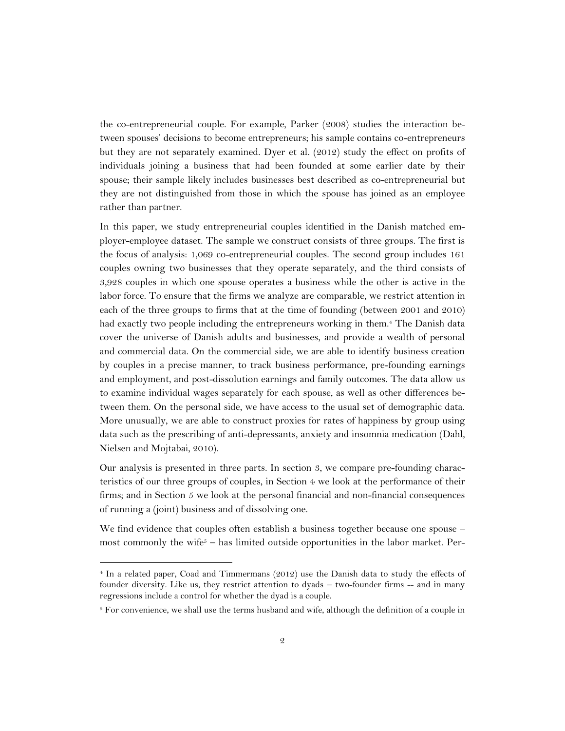the co-entrepreneurial couple. For example, Parker (2008) studies the interaction between spouses' decisions to become entrepreneurs; his sample contains co-entrepreneurs but they are not separately examined. Dyer et al. (2012) study the effect on profits of individuals joining a business that had been founded at some earlier date by their spouse; their sample likely includes businesses best described as co-entrepreneurial but they are not distinguished from those in which the spouse has joined as an employee rather than partner.

In this paper, we study entrepreneurial couples identified in the Danish matched employer-employee dataset. The sample we construct consists of three groups. The first is the focus of analysis: 1,069 co-entrepreneurial couples. The second group includes 161 couples owning two businesses that they operate separately, and the third consists of 3,928 couples in which one spouse operates a business while the other is active in the labor force. To ensure that the firms we analyze are comparable, we restrict attention in each of the three groups to firms that at the time of founding (between 2001 and 2010) had exactly two people including the entrepreneurs working in them.[4] The Danish data cover the universe of Danish adults and businesses, and provide a wealth of personal and commercial data. On the commercial side, we are able to identify business creation by couples in a precise manner, to track business performance, pre-founding earnings and employment, and post-dissolution earnings and family outcomes. The data allow us to examine individual wages separately for each spouse, as well as other differences between them. On the personal side, we have access to the usual set of demographic data. More unusually, we are able to construct proxies for rates of happiness by group using data such as the prescribing of anti-depressants, anxiety and insomnia medication (Dahl, Nielsen and Mojtabai, 2010).

Our analysis is presented in three parts. In section 3, we compare pre-founding characteristics of our three groups of couples, in Section 4 we look at the performance of their firms; and in Section 5 we look at the personal financial and non-financial consequences of running a (joint) business and of dissolving one.

We find evidence that couples often establish a business together because one spouse – most commonly the wife[5] – has limited outside opportunities in the labor market. Per-

---

[4] In a related paper, Coad and Timmermans (2012) use the Danish data to study the effects of founder diversity. Like us, they restrict attention to dyads – two-founder firms -- and in many regressions include a control for whether the dyad is a couple.

[5] For convenience, we shall use the terms husband and wife, although the definition of a couple in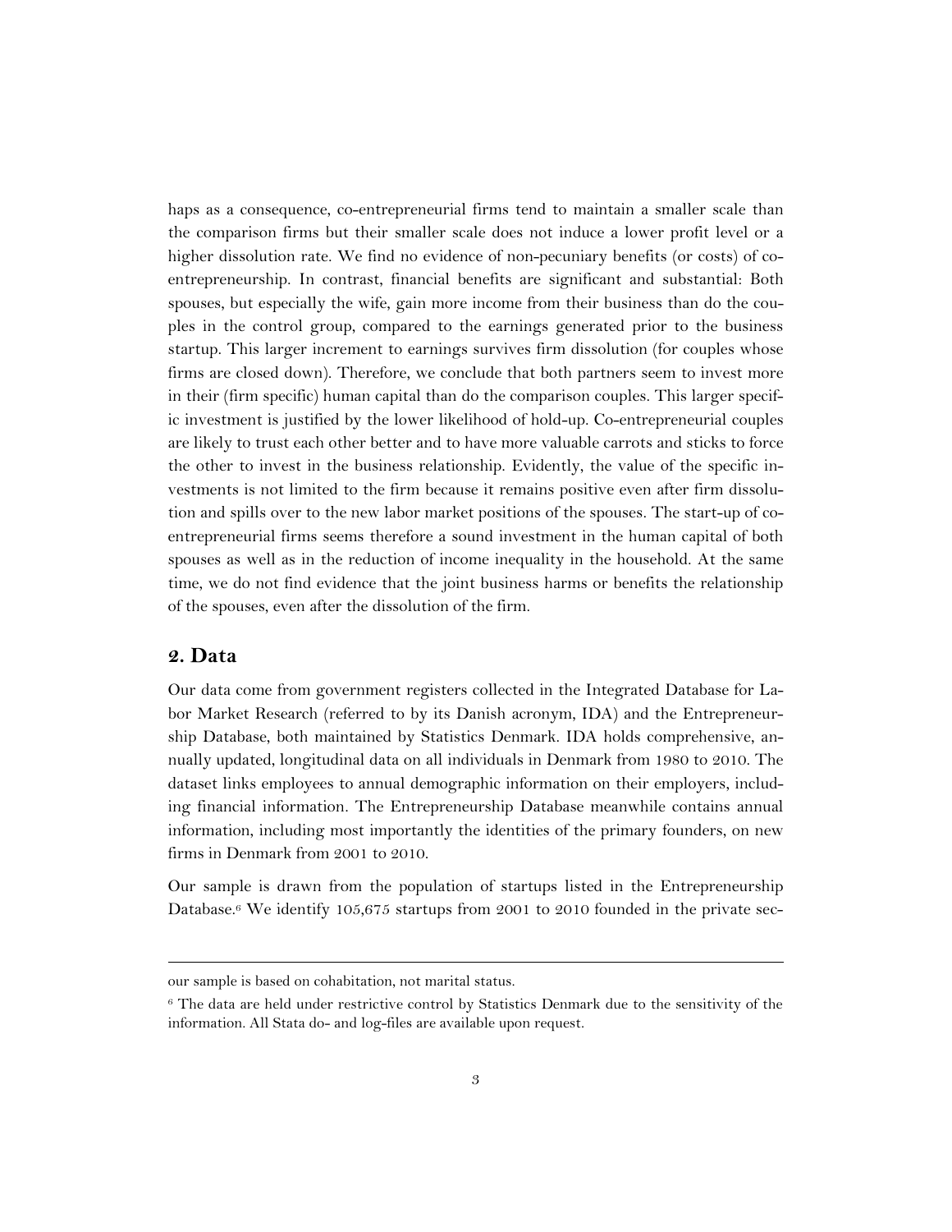haps as a consequence, co-entrepreneurial firms tend to maintain a smaller scale than the comparison firms but their smaller scale does not induce a lower profit level or a higher dissolution rate. We find no evidence of non-pecuniary benefits (or costs) of co-entrepreneurship. In contrast, financial benefits are significant and substantial: Both spouses, but especially the wife, gain more income from their business than do the couples in the control group, compared to the earnings generated prior to the business startup. This larger increment to earnings survives firm dissolution (for couples whose firms are closed down). Therefore, we conclude that both partners seem to invest more in their (firm specific) human capital than do the comparison couples. This larger specific investment is justified by the lower likelihood of hold-up. Co-entrepreneurial couples are likely to trust each other better and to have more valuable carrots and sticks to force the other to invest in the business relationship. Evidently, the value of the specific investments is not limited to the firm because it remains positive even after firm dissolution and spills over to the new labor market positions of the spouses. The start-up of co-entrepreneurial firms seems therefore a sound investment in the human capital of both spouses as well as in the reduction of income inequality in the household. At the same time, we do not find evidence that the joint business harms or benefits the relationship of the spouses, even after the dissolution of the firm.

## 2. Data

Our data come from government registers collected in the Integrated Database for Labor Market Research (referred to by its Danish acronym, IDA) and the Entrepreneurship Database, both maintained by Statistics Denmark. IDA holds comprehensive, annually updated, longitudinal data on all individuals in Denmark from 1980 to 2010. The dataset links employees to annual demographic information on their employers, including financial information. The Entrepreneurship Database meanwhile contains annual information, including most importantly the identities of the primary founders, on new firms in Denmark from 2001 to 2010.

Our sample is drawn from the population of startups listed in the Entrepreneurship Database.[6] We identify 105,675 startups from 2001 to 2010 founded in the private sec-

---

our sample is based on cohabitation, not marital status.

[6] The data are held under restrictive control by Statistics Denmark due to the sensitivity of the information. All Stata do- and log-files are available upon request.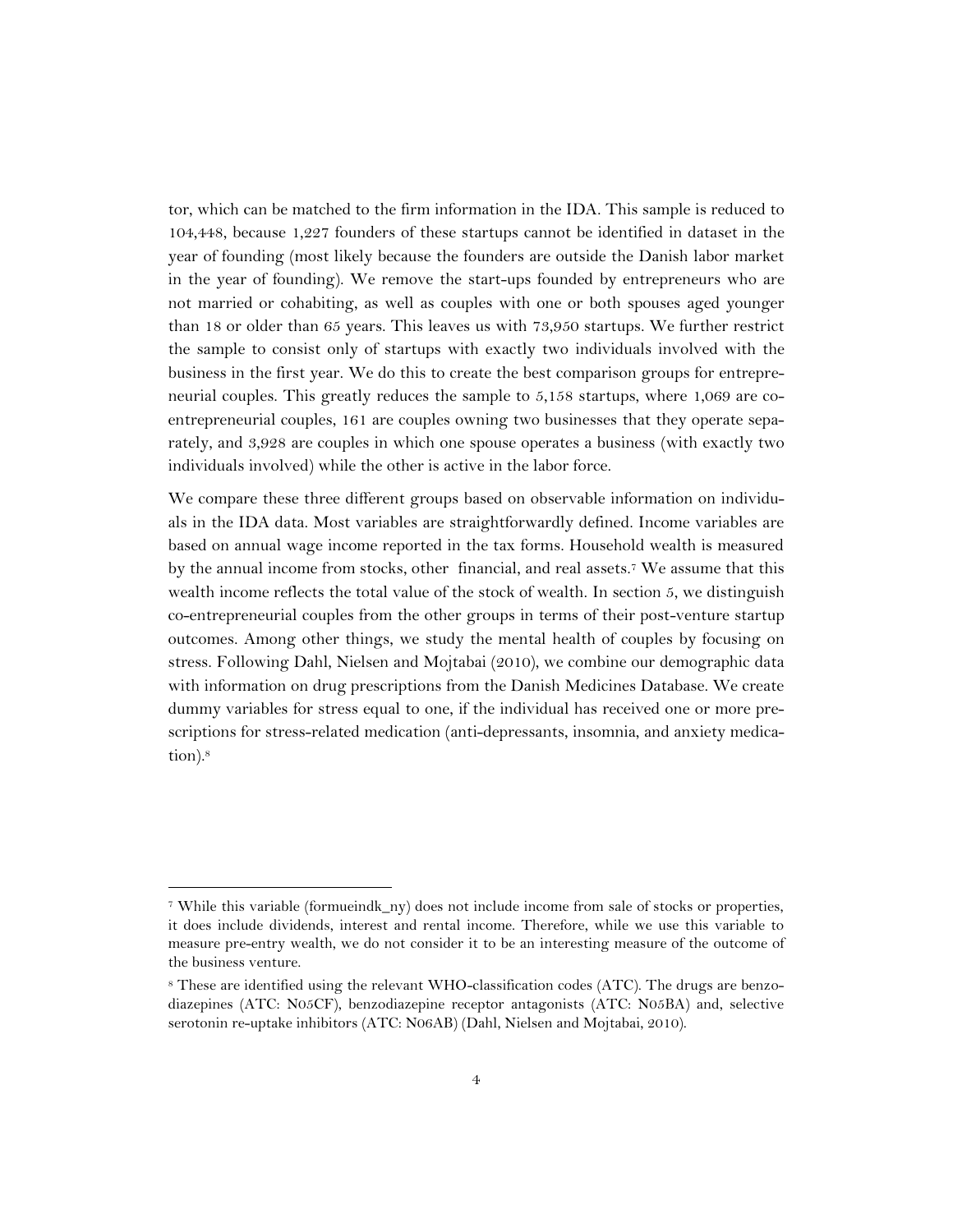tor, which can be matched to the firm information in the IDA. This sample is reduced to 104,448, because 1,227 founders of these startups cannot be identified in dataset in the year of founding (most likely because the founders are outside the Danish labor market in the year of founding). We remove the start-ups founded by entrepreneurs who are not married or cohabiting, as well as couples with one or both spouses aged younger than 18 or older than 65 years. This leaves us with 73,950 startups. We further restrict the sample to consist only of startups with exactly two individuals involved with the business in the first year. We do this to create the best comparison groups for entrepreneurial couples. This greatly reduces the sample to 5,158 startups, where 1,069 are co-entrepreneurial couples, 161 are couples owning two businesses that they operate separately, and 3,928 are couples in which one spouse operates a business (with exactly two individuals involved) while the other is active in the labor force.

We compare these three different groups based on observable information on individuals in the IDA data. Most variables are straightforwardly defined. Income variables are based on annual wage income reported in the tax forms. Household wealth is measured by the annual income from stocks, other financial, and real assets.[7] We assume that this wealth income reflects the total value of the stock of wealth. In section 5, we distinguish co-entrepreneurial couples from the other groups in terms of their post-venture startup outcomes. Among other things, we study the mental health of couples by focusing on stress. Following Dahl, Nielsen and Mojtabai (2010), we combine our demographic data with information on drug prescriptions from the Danish Medicines Database. We create dummy variables for stress equal to one, if the individual has received one or more prescriptions for stress-related medication (anti-depressants, insomnia, and anxiety medication).[8]

---

[7] While this variable (formueindk_ny) does not include income from sale of stocks or properties, it does include dividends, interest and rental income. Therefore, while we use this variable to measure pre-entry wealth, we do not consider it to be an interesting measure of the outcome of the business venture.

[8] These are identified using the relevant WHO-classification codes (ATC). The drugs are benzodiazepines (ATC: N05CF), benzodiazepine receptor antagonists (ATC: N05BA) and, selective serotonin re-uptake inhibitors (ATC: N06AB) (Dahl, Nielsen and Mojtabai, 2010).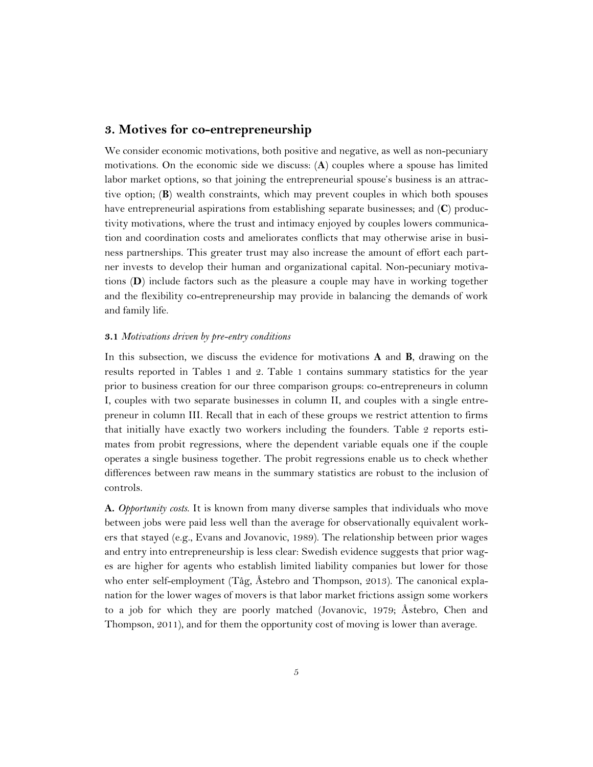## 3. Motives for co-entrepreneurship

We consider economic motivations, both positive and negative, as well as non-pecuniary motivations. On the economic side we discuss: (**A**) couples where a spouse has limited labor market options, so that joining the entrepreneurial spouse's business is an attractive option; (**B**) wealth constraints, which may prevent couples in which both spouses have entrepreneurial aspirations from establishing separate businesses; and (**C**) productivity motivations, where the trust and intimacy enjoyed by couples lowers communication and coordination costs and ameliorates conflicts that may otherwise arise in business partnerships. This greater trust may also increase the amount of effort each partner invests to develop their human and organizational capital. Non-pecuniary motivations (**D**) include factors such as the pleasure a couple may have in working together and the flexibility co-entrepreneurship may provide in balancing the demands of work and family life.

### 3.1 *Motivations driven by pre-entry conditions*

In this subsection, we discuss the evidence for motivations **A** and **B**, drawing on the results reported in Tables 1 and 2. Table 1 contains summary statistics for the year prior to business creation for our three comparison groups: co-entrepreneurs in column I, couples with two separate businesses in column II, and couples with a single entrepreneur in column III. Recall that in each of these groups we restrict attention to firms that initially have exactly two workers including the founders. Table 2 reports estimates from probit regressions, where the dependent variable equals one if the couple operates a single business together. The probit regressions enable us to check whether differences between raw means in the summary statistics are robust to the inclusion of controls.

**A.** *Opportunity costs*. It is known from many diverse samples that individuals who move between jobs were paid less well than the average for observationally equivalent workers that stayed (e.g., Evans and Jovanovic, 1989). The relationship between prior wages and entry into entrepreneurship is less clear: Swedish evidence suggests that prior wages are higher for agents who establish limited liability companies but lower for those who enter self-employment (Tåg, Åstebro and Thompson, 2013). The canonical explanation for the lower wages of movers is that labor market frictions assign some workers to a job for which they are poorly matched (Jovanovic, 1979; Åstebro, Chen and Thompson, 2011), and for them the opportunity cost of moving is lower than average.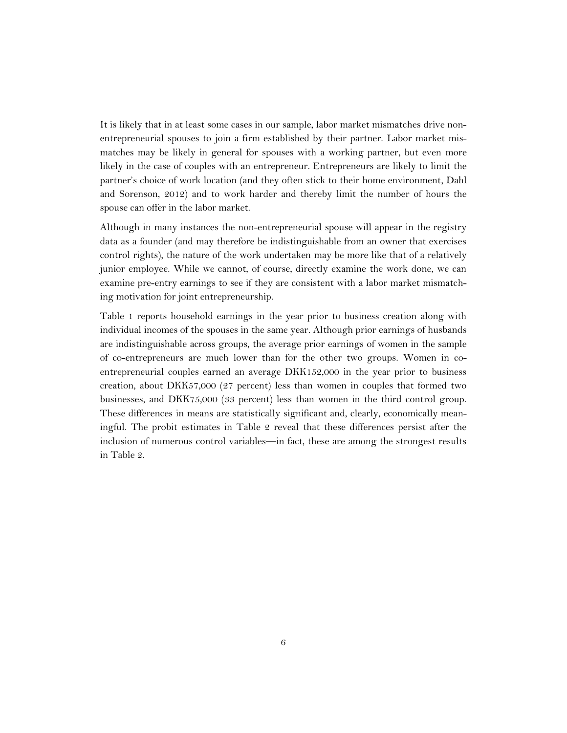It is likely that in at least some cases in our sample, labor market mismatches drive non-entrepreneurial spouses to join a firm established by their partner. Labor market mismatches may be likely in general for spouses with a working partner, but even more likely in the case of couples with an entrepreneur. Entrepreneurs are likely to limit the partner's choice of work location (and they often stick to their home environment, Dahl and Sorenson, 2012) and to work harder and thereby limit the number of hours the spouse can offer in the labor market.

Although in many instances the non-entrepreneurial spouse will appear in the registry data as a founder (and may therefore be indistinguishable from an owner that exercises control rights), the nature of the work undertaken may be more like that of a relatively junior employee. While we cannot, of course, directly examine the work done, we can examine pre-entry earnings to see if they are consistent with a labor market mismatching motivation for joint entrepreneurship.

Table 1 reports household earnings in the year prior to business creation along with individual incomes of the spouses in the same year. Although prior earnings of husbands are indistinguishable across groups, the average prior earnings of women in the sample of co-entrepreneurs are much lower than for the other two groups. Women in co-entrepreneurial couples earned an average DKK152,000 in the year prior to business creation, about DKK57,000 (27 percent) less than women in couples that formed two businesses, and DKK75,000 (33 percent) less than women in the third control group. These differences in means are statistically significant and, clearly, economically meaningful. The probit estimates in Table 2 reveal that these differences persist after the inclusion of numerous control variables—in fact, these are among the strongest results in Table 2.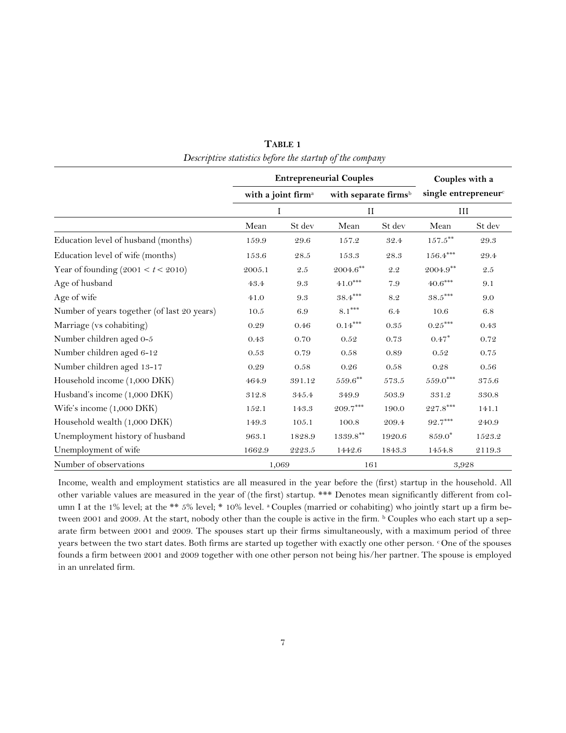**TABLE 1**

*Descriptive statistics before the startup of the company*

| | Entrepreneurial Couples | | | | Couples with a single entrepreneur[c] | |
|---|---|---|---|---|---|---|
| | with a joint firm[a] | | with separate firms[b] | | | |
| | I | | II | | III | |
| | Mean | St dev | Mean | St dev | Mean | St dev |
| Education level of husband (months) | 159.9 | 29.6 | 157.2 | 32.4 | 157.5** | 29.3 |
| Education level of wife (months) | 153.6 | 28.5 | 153.3 | 28.3 | 156.4*** | 29.4 |
| Year of founding ($2001 < t < 2010$) | 2005.1 | 2.5 | 2004.6** | 2.2 | 2004.9** | 2.5 |
| Age of husband | 43.4 | 9.3 | 41.0*** | 7.9 | 40.6*** | 9.1 |
| Age of wife | 41.0 | 9.3 | 38.4*** | 8.2 | 38.5*** | 9.0 |
| Number of years together (of last 20 years) | 10.5 | 6.9 | 8.1*** | 6.4 | 10.6 | 6.8 |
| Marriage (vs cohabiting) | 0.29 | 0.46 | 0.14*** | 0.35 | 0.25*** | 0.43 |
| Number children aged 0-5 | 0.43 | 0.70 | 0.52 | 0.73 | 0.47* | 0.72 |
| Number children aged 6-12 | 0.53 | 0.79 | 0.58 | 0.89 | 0.52 | 0.75 |
| Number children aged 13-17 | 0.29 | 0.58 | 0.26 | 0.58 | 0.28 | 0.56 |
| Household income (1,000 DKK) | 464.9 | 391.12 | 559.6** | 573.5 | 559.0*** | 375.6 |
| Husband's income (1,000 DKK) | 312.8 | 345.4 | 349.9 | 503.9 | 331.2 | 330.8 |
| Wife's income (1,000 DKK) | 152.1 | 143.3 | 209.7*** | 190.0 | 227.8*** | 141.1 |
| Household wealth (1,000 DKK) | 149.3 | 105.1 | 100.8 | 209.4 | 92.7*** | 240.9 |
| Unemployment history of husband | 963.1 | 1828.9 | 1339.8** | 1920.6 | 859.0* | 1523.2 |
| Unemployment of wife | 1662.9 | 2223.5 | 1442.6 | 1843.3 | 1454.8 | 2119.3 |
| Number of observations | 1,069 | | 161 | | 3,928 | |

Income, wealth and employment statistics are all measured in the year before the (first) startup in the household. All other variable values are measured in the year of (the first) startup. *** Denotes mean significantly different from column I at the 1% level; at the ** 5% level; * 10% level. [a] Couples (married or cohabiting) who jointly start up a firm between 2001 and 2009. At the start, nobody other than the couple is active in the firm. [b] Couples who each start up a separate firm between 2001 and 2009. The spouses start up their firms simultaneously, with a maximum period of three years between the two start dates. Both firms are started up together with exactly one other person. [c] One of the spouses founds a firm between 2001 and 2009 together with one other person not being his/her partner. The spouse is employed in an unrelated firm.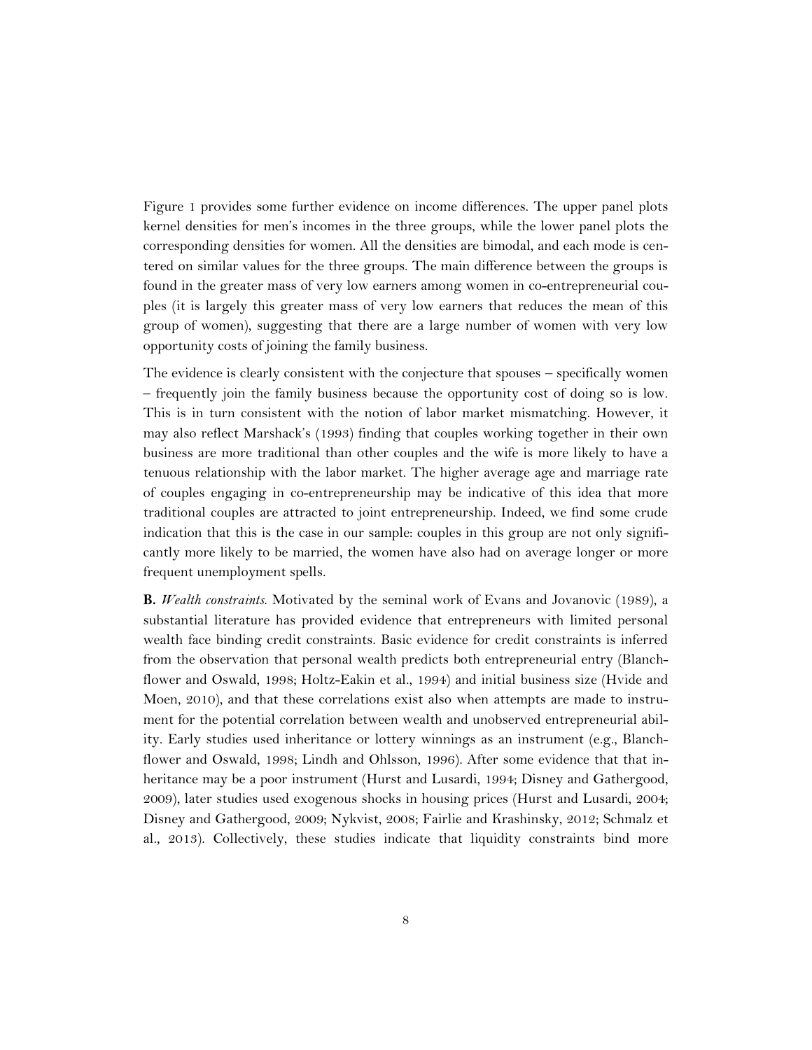Figure 1 provides some further evidence on income differences. The upper panel plots kernel densities for men's incomes in the three groups, while the lower panel plots the corresponding densities for women. All the densities are bimodal, and each mode is centered on similar values for the three groups. The main difference between the groups is found in the greater mass of very low earners among women in co-entrepreneurial couples (it is largely this greater mass of very low earners that reduces the mean of this group of women), suggesting that there are a large number of women with very low opportunity costs of joining the family business.

The evidence is clearly consistent with the conjecture that spouses – specifically women – frequently join the family business because the opportunity cost of doing so is low. This is in turn consistent with the notion of labor market mismatching. However, it may also reflect Marshack's (1993) finding that couples working together in their own business are more traditional than other couples and the wife is more likely to have a tenuous relationship with the labor market. The higher average age and marriage rate of couples engaging in co-entrepreneurship may be indicative of this idea that more traditional couples are attracted to joint entrepreneurship. Indeed, we find some crude indication that this is the case in our sample: couples in this group are not only significantly more likely to be married, the women have also had on average longer or more frequent unemployment spells.

**B.** *Wealth constraints*. Motivated by the seminal work of Evans and Jovanovic (1989), a substantial literature has provided evidence that entrepreneurs with limited personal wealth face binding credit constraints. Basic evidence for credit constraints is inferred from the observation that personal wealth predicts both entrepreneurial entry (Blanchflower and Oswald, 1998; Holtz-Eakin et al., 1994) and initial business size (Hvide and Moen, 2010), and that these correlations exist also when attempts are made to instrument for the potential correlation between wealth and unobserved entrepreneurial ability. Early studies used inheritance or lottery winnings as an instrument (e.g., Blanchflower and Oswald, 1998; Lindh and Ohlsson, 1996). After some evidence that that inheritance may be a poor instrument (Hurst and Lusardi, 1994; Disney and Gathergood, 2009), later studies used exogenous shocks in housing prices (Hurst and Lusardi, 2004; Disney and Gathergood, 2009; Nykvist, 2008; Fairlie and Krashinsky, 2012; Schmalz et al., 2013). Collectively, these studies indicate that liquidity constraints bind more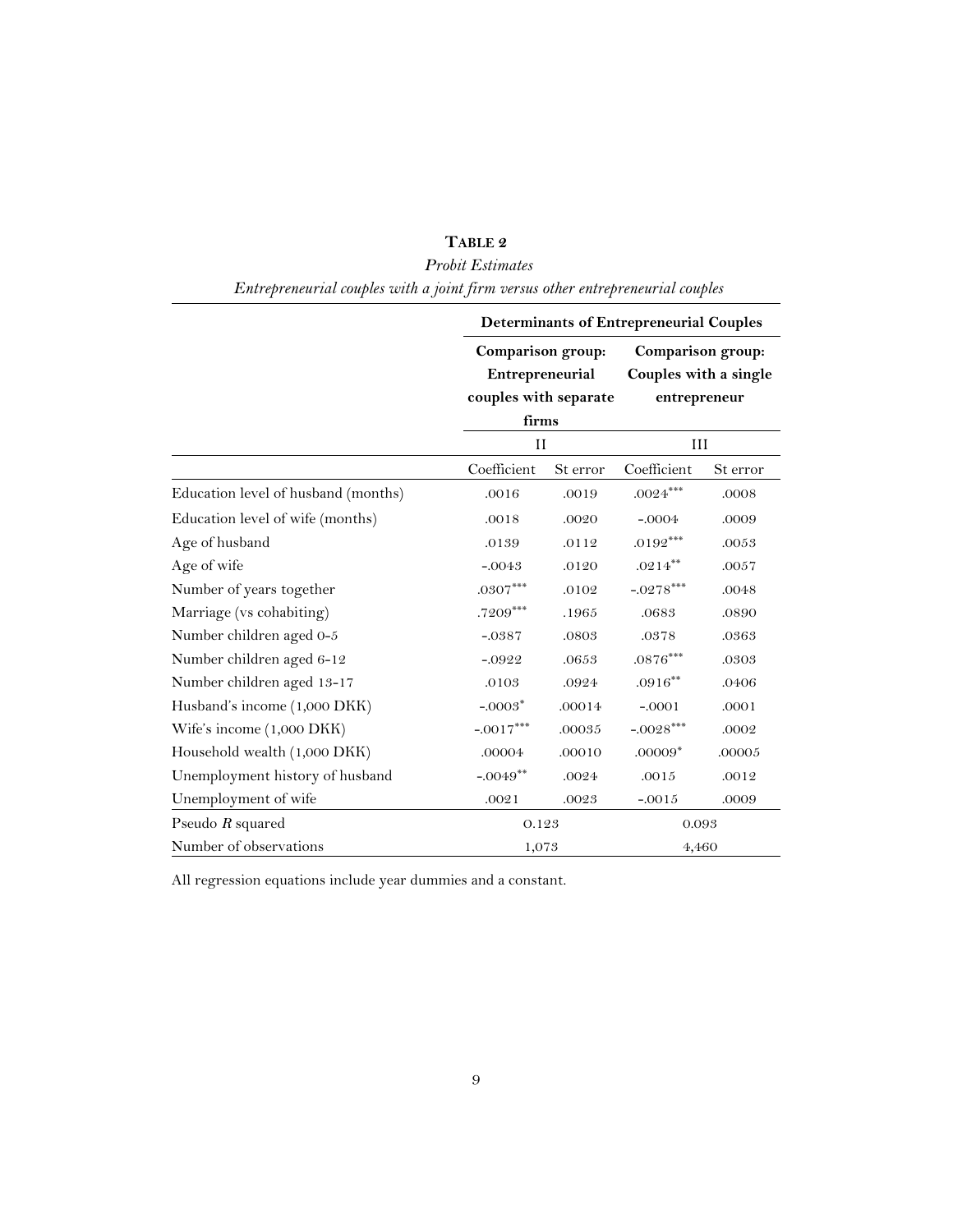**TABLE 2**

*Probit Estimates*

*Entrepreneurial couples with a joint firm versus other entrepreneurial couples*

| | Determinants of Entrepreneurial Couples | | | |
|---|---|---|---|---|
| | Comparison group: Entrepreneurial couples with separate firms | | Comparison group: Couples with a single entrepreneur | |
| | II | | III | |
| | Coefficient | St error | Coefficient | St error |
| Education level of husband (months) | .0016 | .0019 | .0024*** | .0008 |
| Education level of wife (months) | .0018 | .0020 | -.0004 | .0009 |
| Age of husband | .0139 | .0112 | .0192*** | .0053 |
| Age of wife | -.0043 | .0120 | .0214** | .0057 |
| Number of years together | .0307*** | .0102 | -.0278*** | .0048 |
| Marriage (vs cohabiting) | .7209*** | .1965 | .0683 | .0890 |
| Number children aged 0-5 | -.0387 | .0803 | .0378 | .0363 |
| Number children aged 6-12 | -.0922 | .0653 | .0876*** | .0303 |
| Number children aged 13-17 | .0103 | .0924 | .0916** | .0406 |
| Husband's income (1,000 DKK) | -.0003* | .00014 | -.0001 | .0001 |
| Wife's income (1,000 DKK) | -.0017*** | .00035 | -.0028*** | .0002 |
| Household wealth (1,000 DKK) | .00004 | .00010 | .00009* | .00005 |
| Unemployment history of husband | -.0049** | .0024 | .0015 | .0012 |
| Unemployment of wife | .0021 | .0023 | -.0015 | .0009 |
| Pseudo $R$ squared | 0.123 | | 0.093 | |
| Number of observations | 1,073 | | 4,460 | |

All regression equations include year dummies and a constant.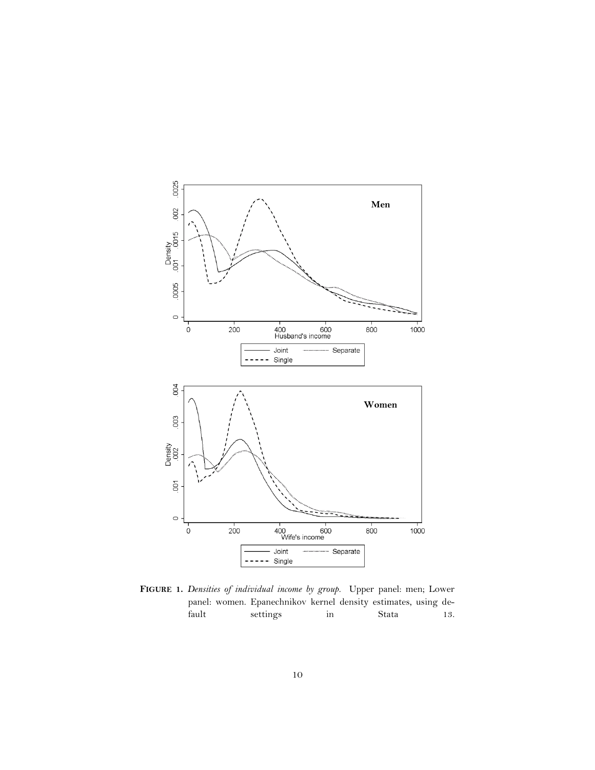**FIGURE 1.** *Densities of individual income by group.* Upper panel: men; Lower panel: women. Epanechnikov kernel density estimates, using default settings in Stata 13.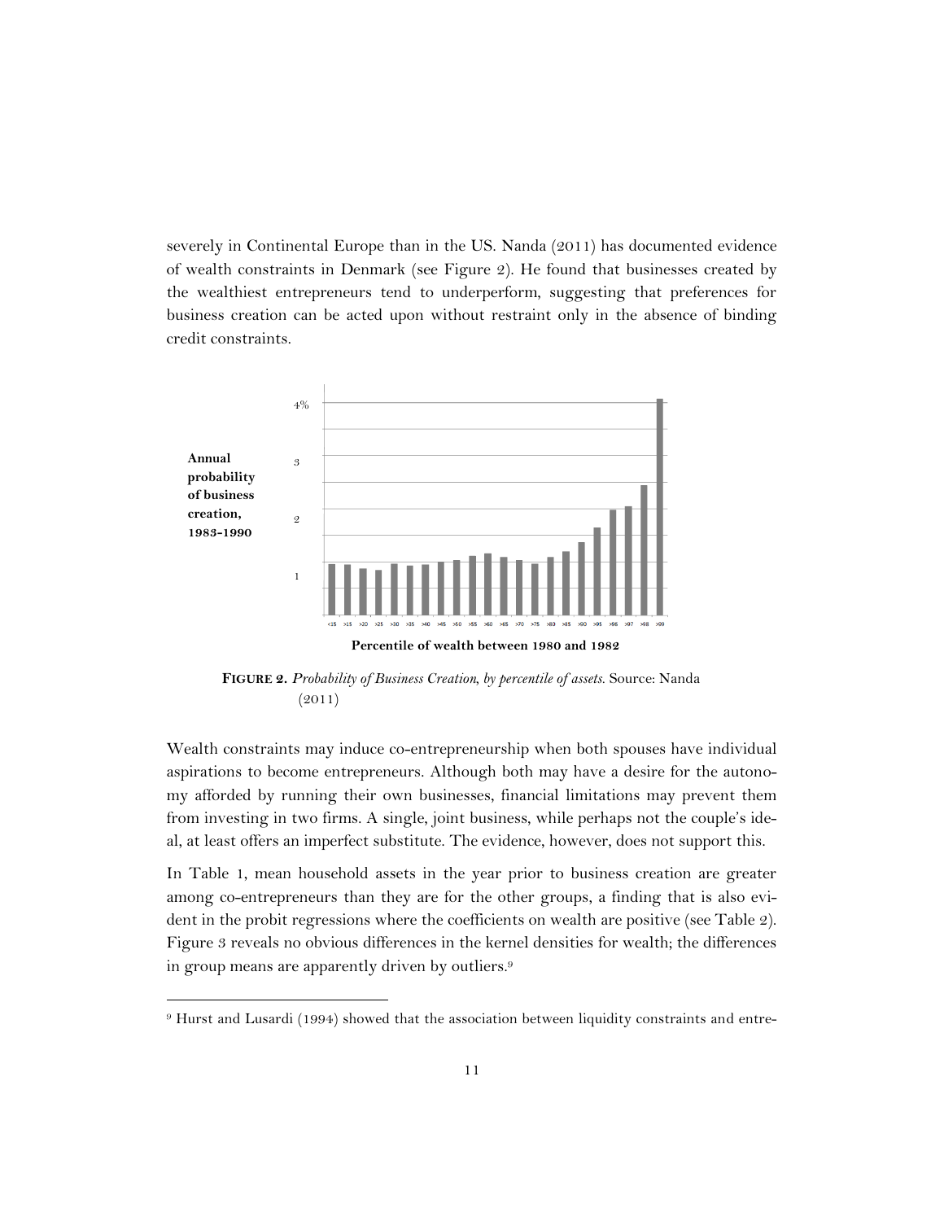severely in Continental Europe than in the US. Nanda (2011) has documented evidence of wealth constraints in Denmark (see Figure 2). He found that businesses created by the wealthiest entrepreneurs tend to underperform, suggesting that preferences for business creation can be acted upon without restraint only in the absence of binding credit constraints.

**FIGURE 2.** *Probability of Business Creation, by percentile of assets.* Source: Nanda (2011)

Wealth constraints may induce co-entrepreneurship when both spouses have individual aspirations to become entrepreneurs. Although both may have a desire for the autonomy afforded by running their own businesses, financial limitations may prevent them from investing in two firms. A single, joint business, while perhaps not the couple's ideal, at least offers an imperfect substitute. The evidence, however, does not support this.

In Table 1, mean household assets in the year prior to business creation are greater among co-entrepreneurs than they are for the other groups, a finding that is also evident in the probit regressions where the coefficients on wealth are positive (see Table 2). Figure 3 reveals no obvious differences in the kernel densities for wealth; the differences in group means are apparently driven by outliers.[9]

[9] Hurst and Lusardi (1994) showed that the association between liquidity constraints and entre-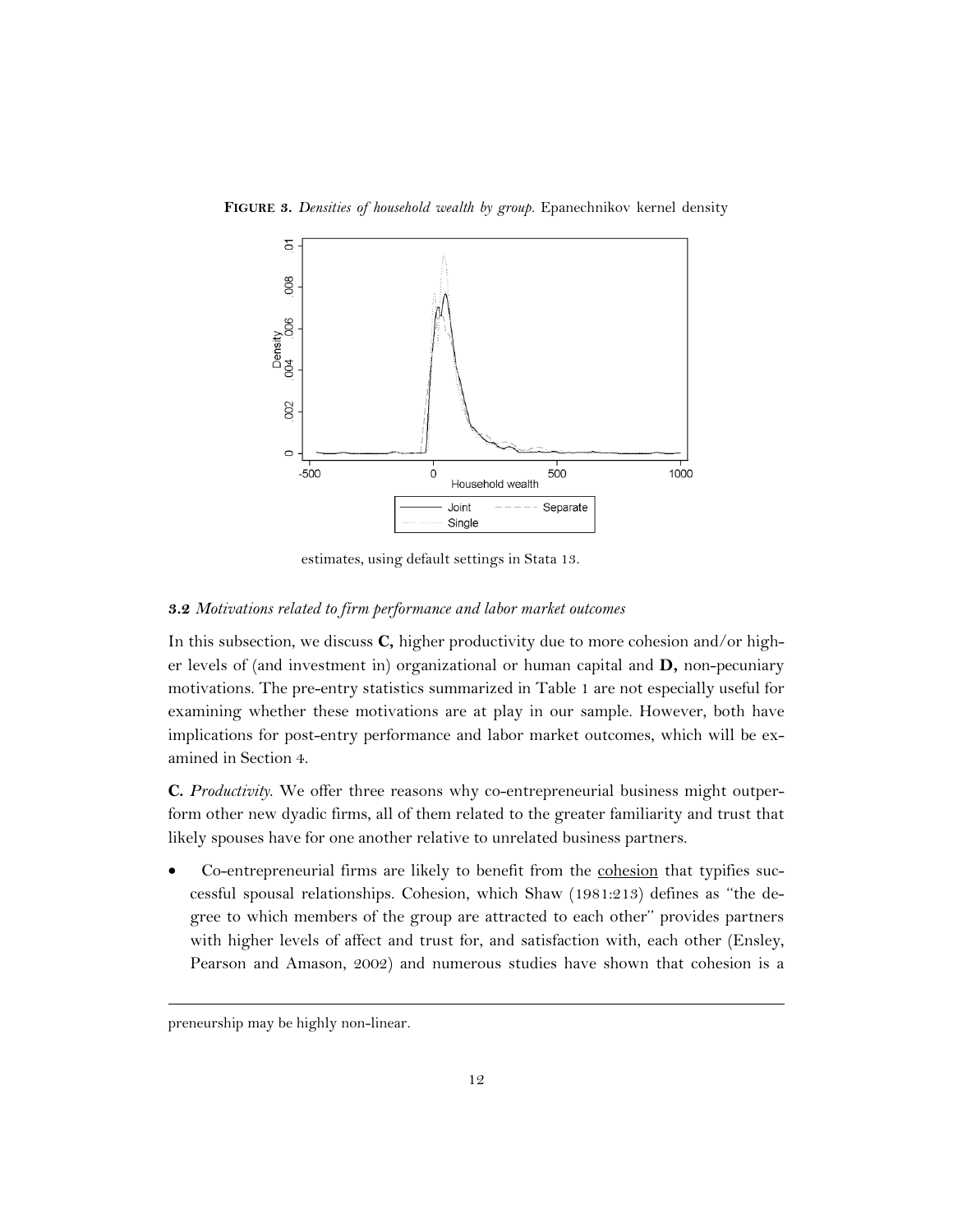**FIGURE 3.** *Densities of household wealth by group.* Epanechnikov kernel density estimates, using default settings in Stata 13.

### 3.2 *Motivations related to firm performance and labor market outcomes*

In this subsection, we discuss **C,** higher productivity due to more cohesion and/or higher levels of (and investment in) organizational or human capital and **D,** non-pecuniary motivations. The pre-entry statistics summarized in Table 1 are not especially useful for examining whether these motivations are at play in our sample. However, both have implications for post-entry performance and labor market outcomes, which will be examined in Section 4.

**C.** *Productivity.* We offer three reasons why co-entrepreneurial business might outperform other new dyadic firms, all of them related to the greater familiarity and trust that likely spouses have for one another relative to unrelated business partners.

- Co-entrepreneurial firms are likely to benefit from the cohesion that typifies successful spousal relationships. Cohesion, which Shaw (1981:213) defines as "the degree to which members of the group are attracted to each other" provides partners with higher levels of affect and trust for, and satisfaction with, each other (Ensley, Pearson and Amason, 2002) and numerous studies have shown that cohesion is a

preneurship may be highly non-linear.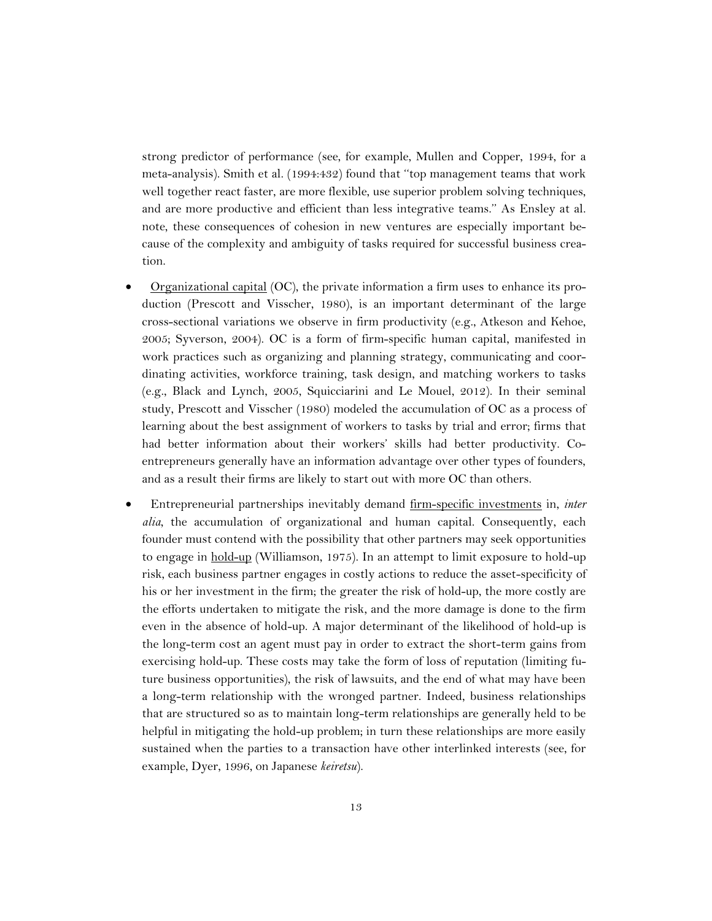strong predictor of performance (see, for example, Mullen and Copper, 1994, for a meta-analysis). Smith et al. (1994:432) found that "top management teams that work well together react faster, are more flexible, use superior problem solving techniques, and are more productive and efficient than less integrative teams." As Ensley at al. note, these consequences of cohesion in new ventures are especially important because of the complexity and ambiguity of tasks required for successful business creation.

- Organizational capital (OC), the private information a firm uses to enhance its production (Prescott and Visscher, 1980), is an important determinant of the large cross-sectional variations we observe in firm productivity (e.g., Atkeson and Kehoe, 2005; Syverson, 2004). OC is a form of firm-specific human capital, manifested in work practices such as organizing and planning strategy, communicating and coordinating activities, workforce training, task design, and matching workers to tasks (e.g., Black and Lynch, 2005, Squicciarini and Le Mouel, 2012). In their seminal study, Prescott and Visscher (1980) modeled the accumulation of OC as a process of learning about the best assignment of workers to tasks by trial and error; firms that had better information about their workers' skills had better productivity. Co-entrepreneurs generally have an information advantage over other types of founders, and as a result their firms are likely to start out with more OC than others.

- Entrepreneurial partnerships inevitably demand firm-specific investments in, *inter alia*, the accumulation of organizational and human capital. Consequently, each founder must contend with the possibility that other partners may seek opportunities to engage in hold-up (Williamson, 1975). In an attempt to limit exposure to hold-up risk, each business partner engages in costly actions to reduce the asset-specificity of his or her investment in the firm; the greater the risk of hold-up, the more costly are the efforts undertaken to mitigate the risk, and the more damage is done to the firm even in the absence of hold-up. A major determinant of the likelihood of hold-up is the long-term cost an agent must pay in order to extract the short-term gains from exercising hold-up. These costs may take the form of loss of reputation (limiting future business opportunities), the risk of lawsuits, and the end of what may have been a long-term relationship with the wronged partner. Indeed, business relationships that are structured so as to maintain long-term relationships are generally held to be helpful in mitigating the hold-up problem; in turn these relationships are more easily sustained when the parties to a transaction have other interlinked interests (see, for example, Dyer, 1996, on Japanese *keiretsu*).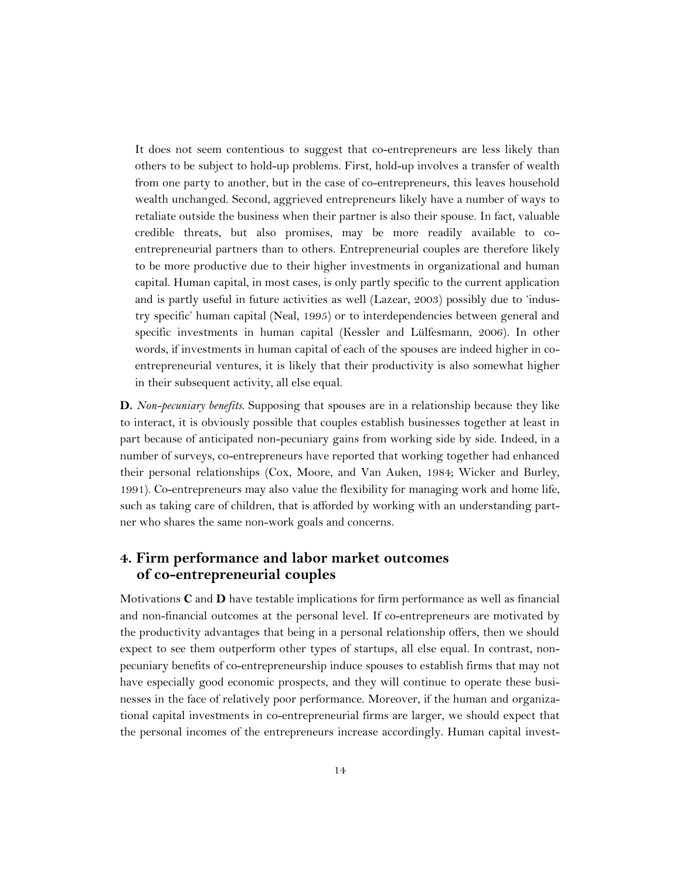It does not seem contentious to suggest that co-entrepreneurs are less likely than others to be subject to hold-up problems. First, hold-up involves a transfer of wealth from one party to another, but in the case of co-entrepreneurs, this leaves household wealth unchanged. Second, aggrieved entrepreneurs likely have a number of ways to retaliate outside the business when their partner is also their spouse. In fact, valuable credible threats, but also promises, may be more readily available to co-entrepreneurial partners than to others. Entrepreneurial couples are therefore likely to be more productive due to their higher investments in organizational and human capital. Human capital, in most cases, is only partly specific to the current application and is partly useful in future activities as well (Lazear, 2003) possibly due to 'industry specific' human capital (Neal, 1995) or to interdependencies between general and specific investments in human capital (Kessler and Lülfesmann, 2006). In other words, if investments in human capital of each of the spouses are indeed higher in co-entrepreneurial ventures, it is likely that their productivity is also somewhat higher in their subsequent activity, all else equal.

**D.** *Non-pecuniary benefits.* Supposing that spouses are in a relationship because they like to interact, it is obviously possible that couples establish businesses together at least in part because of anticipated non-pecuniary gains from working side by side. Indeed, in a number of surveys, co-entrepreneurs have reported that working together had enhanced their personal relationships (Cox, Moore, and Van Auken, 1984; Wicker and Burley, 1991). Co-entrepreneurs may also value the flexibility for managing work and home life, such as taking care of children, that is afforded by working with an understanding partner who shares the same non-work goals and concerns.

## 4. Firm performance and labor market outcomes of co-entrepreneurial couples

Motivations **C** and **D** have testable implications for firm performance as well as financial and non-financial outcomes at the personal level. If co-entrepreneurs are motivated by the productivity advantages that being in a personal relationship offers, then we should expect to see them outperform other types of startups, all else equal. In contrast, non-pecuniary benefits of co-entrepreneurship induce spouses to establish firms that may not have especially good economic prospects, and they will continue to operate these businesses in the face of relatively poor performance. Moreover, if the human and organizational capital investments in co-entrepreneurial firms are larger, we should expect that the personal incomes of the entrepreneurs increase accordingly. Human capital invest-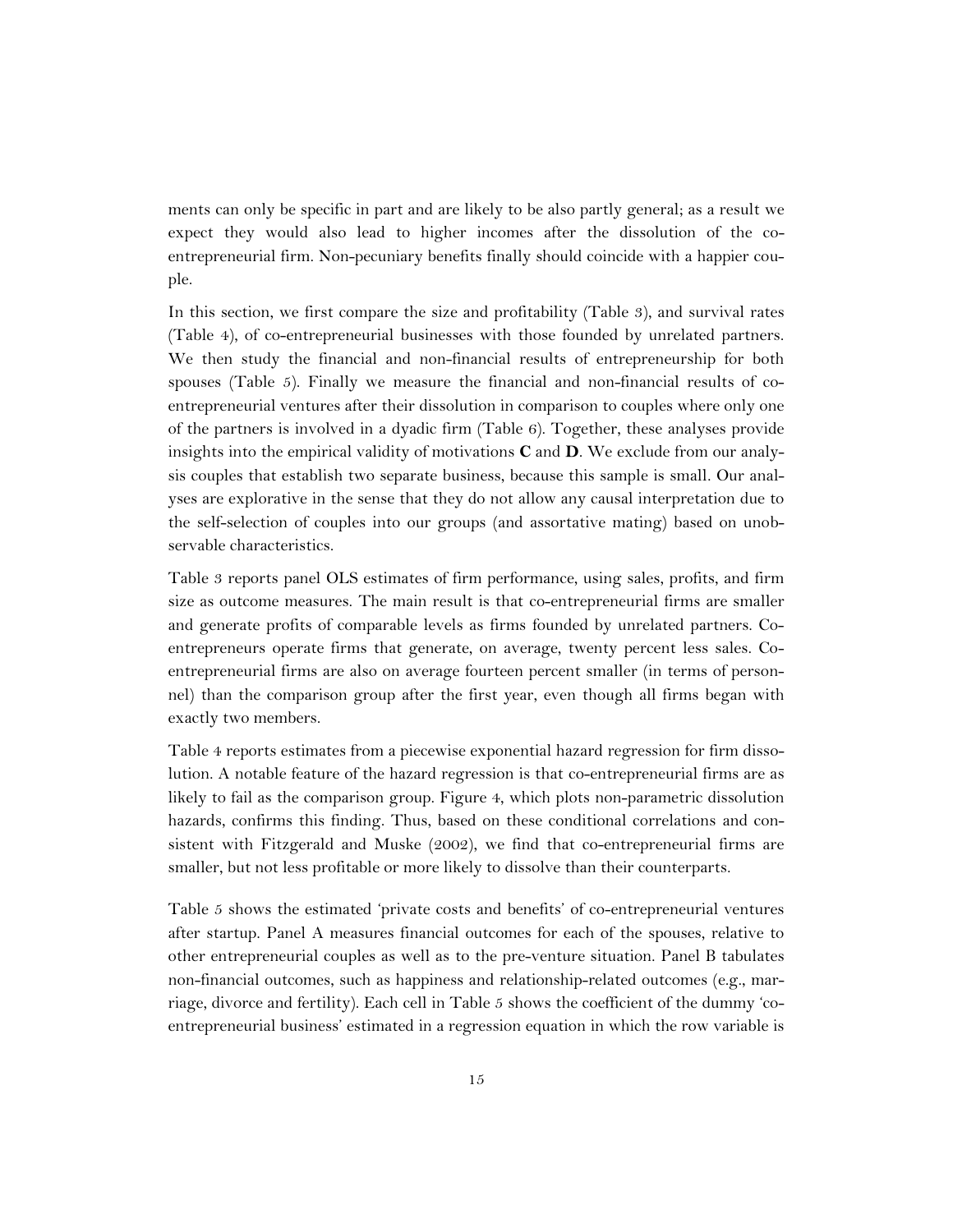ments can only be specific in part and are likely to be also partly general; as a result we expect they would also lead to higher incomes after the dissolution of the co-entrepreneurial firm. Non-pecuniary benefits finally should coincide with a happier couple.

In this section, we first compare the size and profitability (Table 3), and survival rates (Table 4), of co-entrepreneurial businesses with those founded by unrelated partners. We then study the financial and non-financial results of entrepreneurship for both spouses (Table 5). Finally we measure the financial and non-financial results of co-entrepreneurial ventures after their dissolution in comparison to couples where only one of the partners is involved in a dyadic firm (Table 6). Together, these analyses provide insights into the empirical validity of motivations **C** and **D**. We exclude from our analysis couples that establish two separate business, because this sample is small. Our analyses are explorative in the sense that they do not allow any causal interpretation due to the self-selection of couples into our groups (and assortative mating) based on unobservable characteristics.

Table 3 reports panel OLS estimates of firm performance, using sales, profits, and firm size as outcome measures. The main result is that co-entrepreneurial firms are smaller and generate profits of comparable levels as firms founded by unrelated partners. Co-entrepreneurs operate firms that generate, on average, twenty percent less sales. Co-entrepreneurial firms are also on average fourteen percent smaller (in terms of personnel) than the comparison group after the first year, even though all firms began with exactly two members.

Table 4 reports estimates from a piecewise exponential hazard regression for firm dissolution. A notable feature of the hazard regression is that co-entrepreneurial firms are as likely to fail as the comparison group. Figure 4, which plots non-parametric dissolution hazards, confirms this finding. Thus, based on these conditional correlations and consistent with Fitzgerald and Muske (2002), we find that co-entrepreneurial firms are smaller, but not less profitable or more likely to dissolve than their counterparts.

Table 5 shows the estimated 'private costs and benefits' of co-entrepreneurial ventures after startup. Panel A measures financial outcomes for each of the spouses, relative to other entrepreneurial couples as well as to the pre-venture situation. Panel B tabulates non-financial outcomes, such as happiness and relationship-related outcomes (e.g., marriage, divorce and fertility). Each cell in Table 5 shows the coefficient of the dummy 'co-entrepreneurial business' estimated in a regression equation in which the row variable is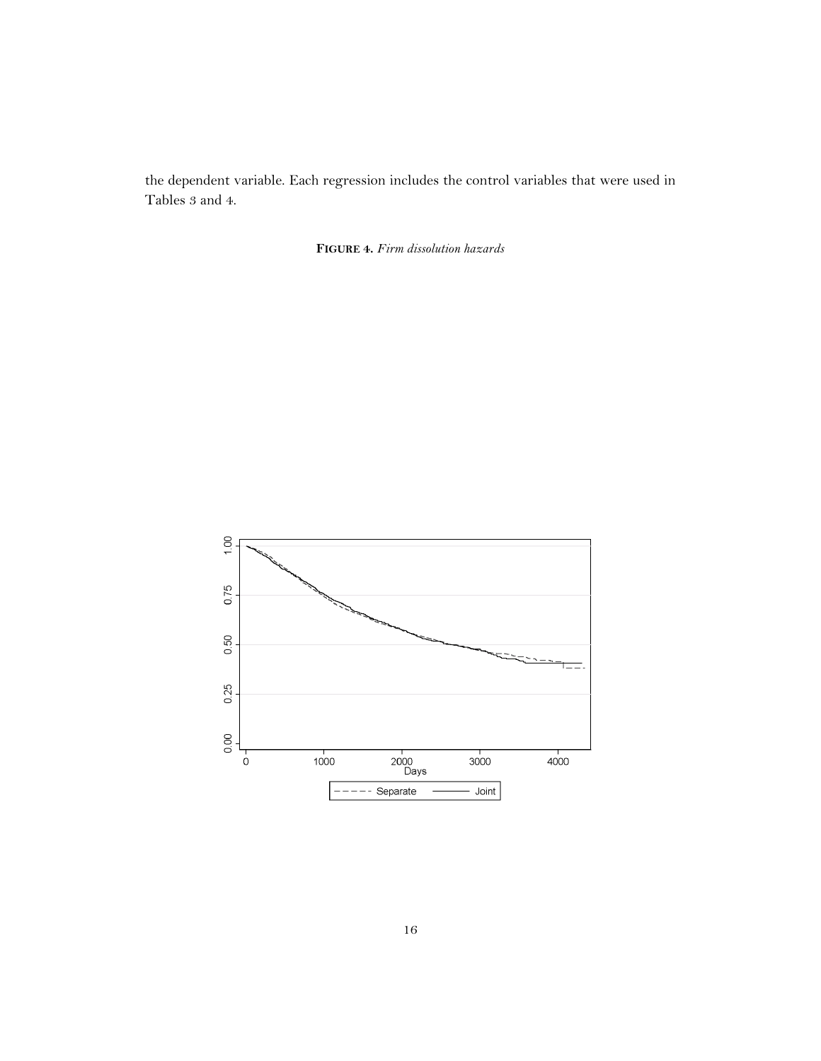the dependent variable. Each regression includes the control variables that were used in Tables 3 and 4.

**FIGURE 4.** *Firm dissolution hazards*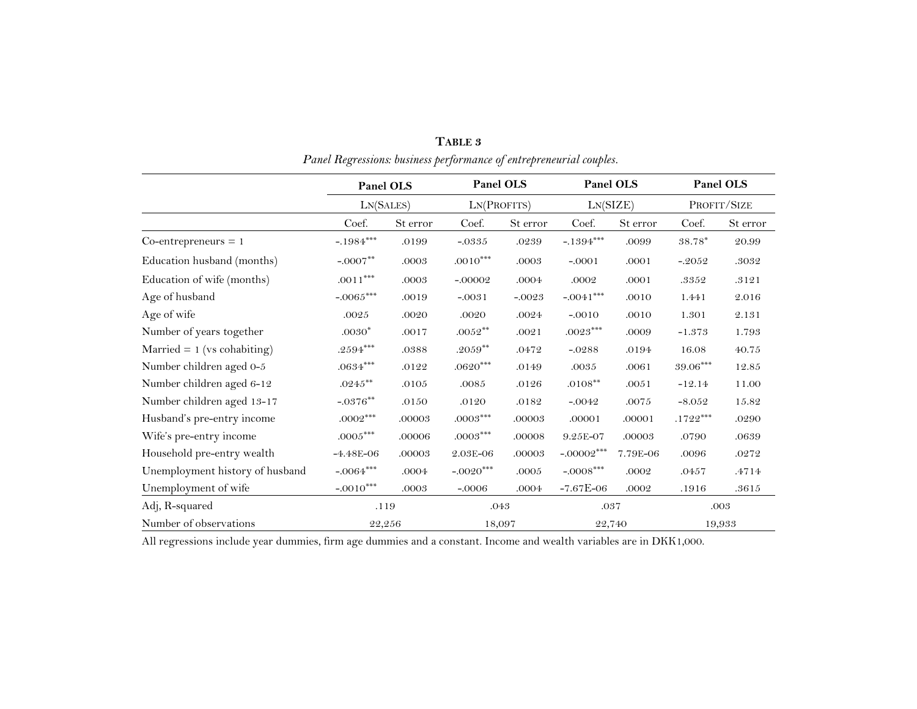**TABLE 3**

*Panel Regressions: business performance of entrepreneurial couples.*

| | Panel OLS | | Panel OLS | | Panel OLS | | Panel OLS | |
|---|---|---|---|---|---|---|---|---|
| | LN(SALES) | | LN(PROFITS) | | LN(SIZE) | | PROFIT/SIZE | |
| | Coef. | St error | Coef. | St error | Coef. | St error | Coef. | St error |
| Co-entrepreneurs = 1 | -.1984*** | .0199 | -.0335 | .0239 | -.1394*** | .0099 | 38.78* | 20.99 |
| Education husband (months) | -.0007** | .0003 | .0010*** | .0003 | -.0001 | .0001 | -.2052 | .3032 |
| Education of wife (months) | .0011*** | .0003 | -.00002 | .0004 | .0002 | .0001 | .3352 | .3121 |
| Age of husband | -.0065*** | .0019 | -.0031 | -.0023 | -.0041*** | .0010 | 1.441 | 2.016 |
| Age of wife | .0025 | .0020 | .0020 | .0024 | -.0010 | .0010 | 1.301 | 2.131 |
| Number of years together | .0030* | .0017 | .0052** | .0021 | .0023*** | .0009 | -1.373 | 1.793 |
| Married = 1 (vs cohabiting) | .2594*** | .0388 | .2059** | .0472 | -.0288 | .0194 | 16.08 | 40.75 |
| Number children aged 0-5 | .0634*** | .0122 | .0620*** | .0149 | .0035 | .0061 | 39.06*** | 12.85 |
| Number children aged 6-12 | .0245** | .0105 | .0085 | .0126 | .0108** | .0051 | -12.14 | 11.00 |
| Number children aged 13-17 | -.0376** | .0150 | .0120 | .0182 | -.0042 | .0075 | -8.052 | 15.82 |
| Husband's pre-entry income | .0002*** | .00003 | .0003*** | .00003 | .00001 | .00001 | .1722*** | .0290 |
| Wife's pre-entry income | .0005*** | .00006 | .0003*** | .00008 | 9.25E-07 | .00003 | .0790 | .0639 |
| Household pre-entry wealth | -4.48E-06 | .00003 | 2.03E-06 | .00003 | -.00002*** | 7.79E-06 | .0096 | .0272 |
| Unemployment history of husband | -.0064*** | .0004 | -.0020*** | .0005 | -.0008*** | .0002 | .0457 | .4714 |
| Unemployment of wife | -.0010*** | .0003 | -.0006 | .0004 | -7.67E-06 | .0002 | .1916 | .3615 |
| Adj, R-squared | .119 | | .043 | | .037 | | .003 | |
| Number of observations | 22,256 | | 18,097 | | 22,740 | | 19,933 | |

All regressions include year dummies, firm age dummies and a constant. Income and wealth variables are in DKK1,000.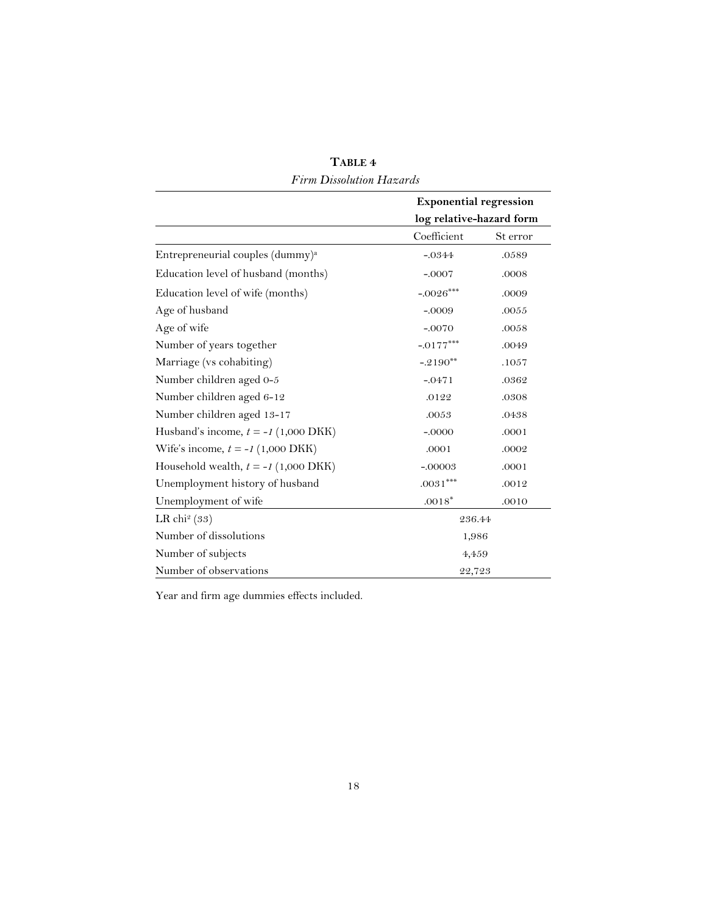**TABLE 4**

*Firm Dissolution Hazards*

| | **Exponential regression log relative-hazard form** | |
|---|---|---|
| | Coefficient | St error |
| Entrepreneurial couples (dummy)[a] | -.0344 | .0589 |
| Education level of husband (months) | -.0007 | .0008 |
| Education level of wife (months) | -.0026*** | .0009 |
| Age of husband | -.0009 | .0055 |
| Age of wife | -.0070 | .0058 |
| Number of years together | -.0177*** | .0049 |
| Marriage (vs cohabiting) | -.2190** | .1057 |
| Number children aged 0-5 | -.0471 | .0362 |
| Number children aged 6-12 | .0122 | .0308 |
| Number children aged 13-17 | .0053 | .0438 |
| Husband's income, $t = -1$ (1,000 DKK) | -.0000 | .0001 |
| Wife's income, $t = -1$ (1,000 DKK) | .0001 | .0002 |
| Household wealth, $t = -1$ (1,000 DKK) | -.00003 | .0001 |
| Unemployment history of husband | .0031*** | .0012 |
| Unemployment of wife | .0018* | .0010 |
| LR $chi^2$ (33) | 236.44 | |
| Number of dissolutions | 1,986 | |
| Number of subjects | 4,459 | |
| Number of observations | 22,723 | |

Year and firm age dummies effects included.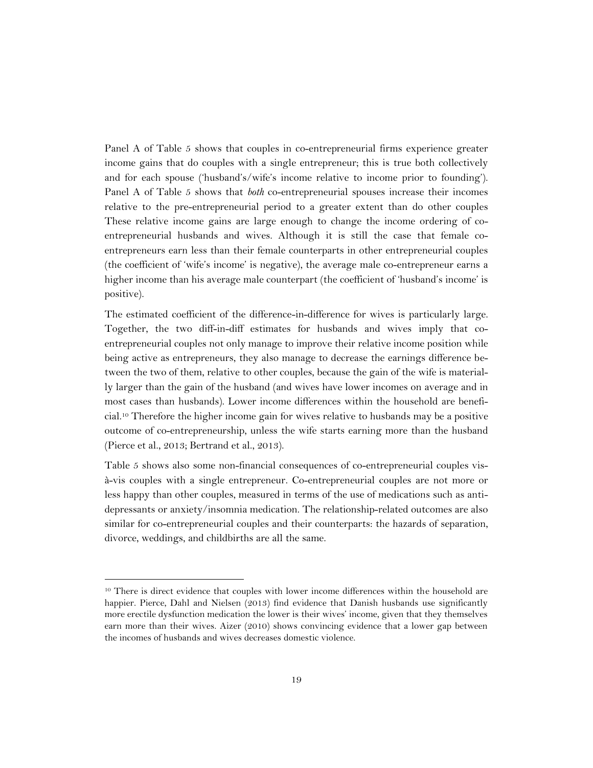Panel A of Table 5 shows that couples in co-entrepreneurial firms experience greater income gains that do couples with a single entrepreneur; this is true both collectively and for each spouse ('husband's/wife's income relative to income prior to founding'). Panel A of Table 5 shows that *both* co-entrepreneurial spouses increase their incomes relative to the pre-entrepreneurial period to a greater extent than do other couples These relative income gains are large enough to change the income ordering of co-entrepreneurial husbands and wives. Although it is still the case that female co-entrepreneurs earn less than their female counterparts in other entrepreneurial couples (the coefficient of 'wife's income' is negative), the average male co-entrepreneur earns a higher income than his average male counterpart (the coefficient of 'husband's income' is positive).

The estimated coefficient of the difference-in-difference for wives is particularly large. Together, the two diff-in-diff estimates for husbands and wives imply that co-entrepreneurial couples not only manage to improve their relative income position while being active as entrepreneurs, they also manage to decrease the earnings difference between the two of them, relative to other couples, because the gain of the wife is materially larger than the gain of the husband (and wives have lower incomes on average and in most cases than husbands). Lower income differences within the household are beneficial.[10] Therefore the higher income gain for wives relative to husbands may be a positive outcome of co-entrepreneurship, unless the wife starts earning more than the husband (Pierce et al., 2013; Bertrand et al., 2013).

Table 5 shows also some non-financial consequences of co-entrepreneurial couples vis-à-vis couples with a single entrepreneur. Co-entrepreneurial couples are not more or less happy than other couples, measured in terms of the use of medications such as anti-depressants or anxiety/insomnia medication. The relationship-related outcomes are also similar for co-entrepreneurial couples and their counterparts: the hazards of separation, divorce, weddings, and childbirths are all the same.

[10] There is direct evidence that couples with lower income differences within the household are happier. Pierce, Dahl and Nielsen (2013) find evidence that Danish husbands use significantly more erectile dysfunction medication the lower is their wives' income, given that they themselves earn more than their wives. Aizer (2010) shows convincing evidence that a lower gap between the incomes of husbands and wives decreases domestic violence.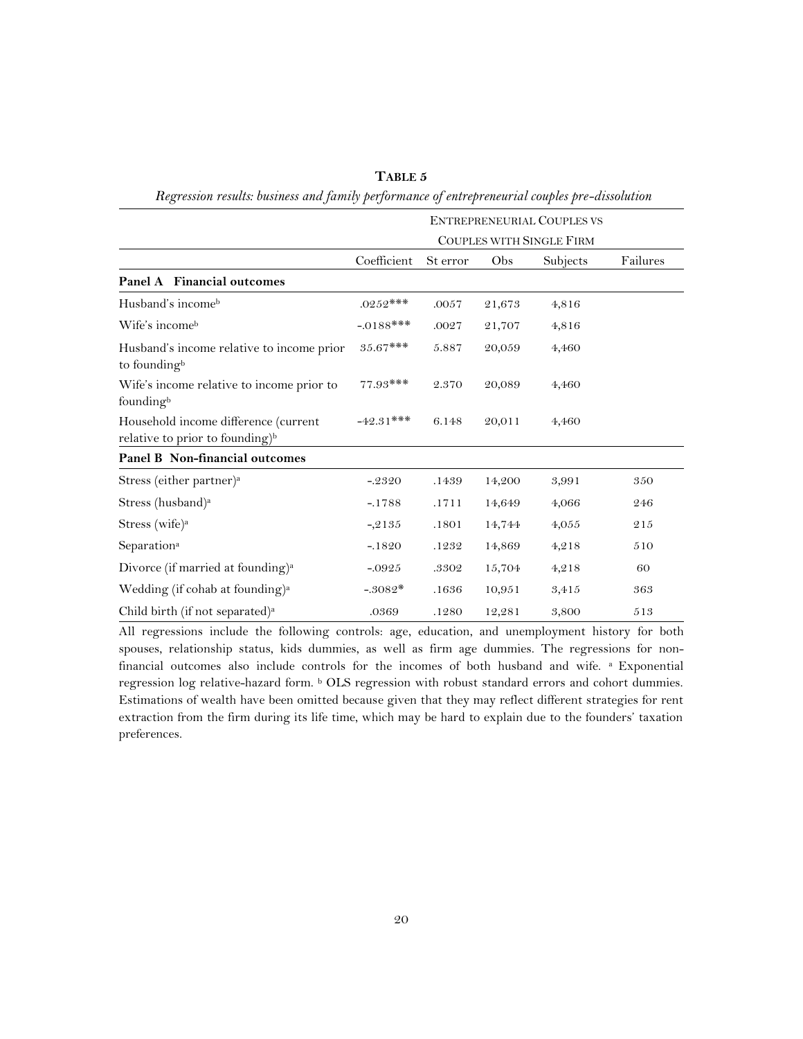**TABLE 5**

*Regression results: business and family performance of entrepreneurial couples pre-dissolution*

| | ENTREPRENEURIAL COUPLES VS COUPLES WITH SINGLE FIRM | | | | |
|---|---|---|---|---|---|
| | Coefficient | St error | Obs | Subjects | Failures |
| **Panel A Financial outcomes** | | | | | |
| Husband's income[b] | .0252*** | .0057 | 21,673 | 4,816 | |
| Wife's income[b] | -.0188*** | .0027 | 21,707 | 4,816 | |
| Husband's income relative to income prior to founding[b] | 35.67*** | 5.887 | 20,059 | 4,460 | |
| Wife's income relative to income prior to founding[b] | 77.93*** | 2.370 | 20,089 | 4,460 | |
| Household income difference (current relative to prior to founding)[b] | -42.31*** | 6.148 | 20,011 | 4,460 | |
| **Panel B Non-financial outcomes** | | | | | |
| Stress (either partner)[a] | -.2320 | .1439 | 14,200 | 3,991 | 350 |
| Stress (husband)[a] | -.1788 | .1711 | 14,649 | 4,066 | 246 |
| Stress (wife)[a] | -,2135 | .1801 | 14,744 | 4,055 | 215 |
| Separation[a] | -.1820 | .1232 | 14,869 | 4,218 | 510 |
| Divorce (if married at founding)[a] | -.0925 | .3302 | 15,704 | 4,218 | 60 |
| Wedding (if cohab at founding)[a] | -.3082* | .1636 | 10,951 | 3,415 | 363 |
| Child birth (if not separated)[a] | .0369 | .1280 | 12,281 | 3,800 | 513 |

All regressions include the following controls: age, education, and unemployment history for both spouses, relationship status, kids dummies, as well as firm age dummies. The regressions for non-financial outcomes also include controls for the incomes of both husband and wife. [a] Exponential regression log relative-hazard form. [b] OLS regression with robust standard errors and cohort dummies. Estimations of wealth have been omitted because given that they may reflect different strategies for rent extraction from the firm during its life time, which may be hard to explain due to the founders' taxation preferences.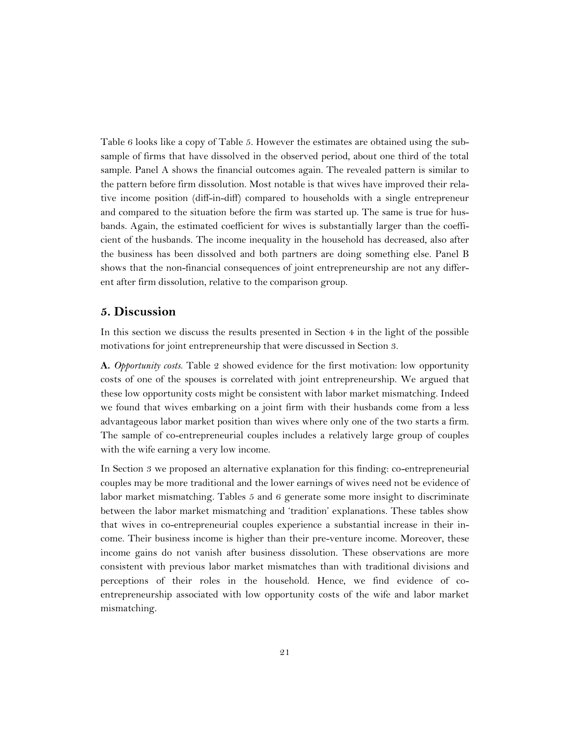Table 6 looks like a copy of Table 5. However the estimates are obtained using the subsample of firms that have dissolved in the observed period, about one third of the total sample. Panel A shows the financial outcomes again. The revealed pattern is similar to the pattern before firm dissolution. Most notable is that wives have improved their relative income position (diff-in-diff) compared to households with a single entrepreneur and compared to the situation before the firm was started up. The same is true for husbands. Again, the estimated coefficient for wives is substantially larger than the coefficient of the husbands. The income inequality in the household has decreased, also after the business has been dissolved and both partners are doing something else. Panel B shows that the non-financial consequences of joint entrepreneurship are not any different after firm dissolution, relative to the comparison group.

## 5. Discussion

In this section we discuss the results presented in Section 4 in the light of the possible motivations for joint entrepreneurship that were discussed in Section 3.

**A.** *Opportunity costs*. Table 2 showed evidence for the first motivation: low opportunity costs of one of the spouses is correlated with joint entrepreneurship. We argued that these low opportunity costs might be consistent with labor market mismatching. Indeed we found that wives embarking on a joint firm with their husbands come from a less advantageous labor market position than wives where only one of the two starts a firm. The sample of co-entrepreneurial couples includes a relatively large group of couples with the wife earning a very low income.

In Section 3 we proposed an alternative explanation for this finding: co-entrepreneurial couples may be more traditional and the lower earnings of wives need not be evidence of labor market mismatching. Tables 5 and 6 generate some more insight to discriminate between the labor market mismatching and 'tradition' explanations. These tables show that wives in co-entrepreneurial couples experience a substantial increase in their income. Their business income is higher than their pre-venture income. Moreover, these income gains do not vanish after business dissolution. These observations are more consistent with previous labor market mismatches than with traditional divisions and perceptions of their roles in the household. Hence, we find evidence of co-entrepreneurship associated with low opportunity costs of the wife and labor market mismatching.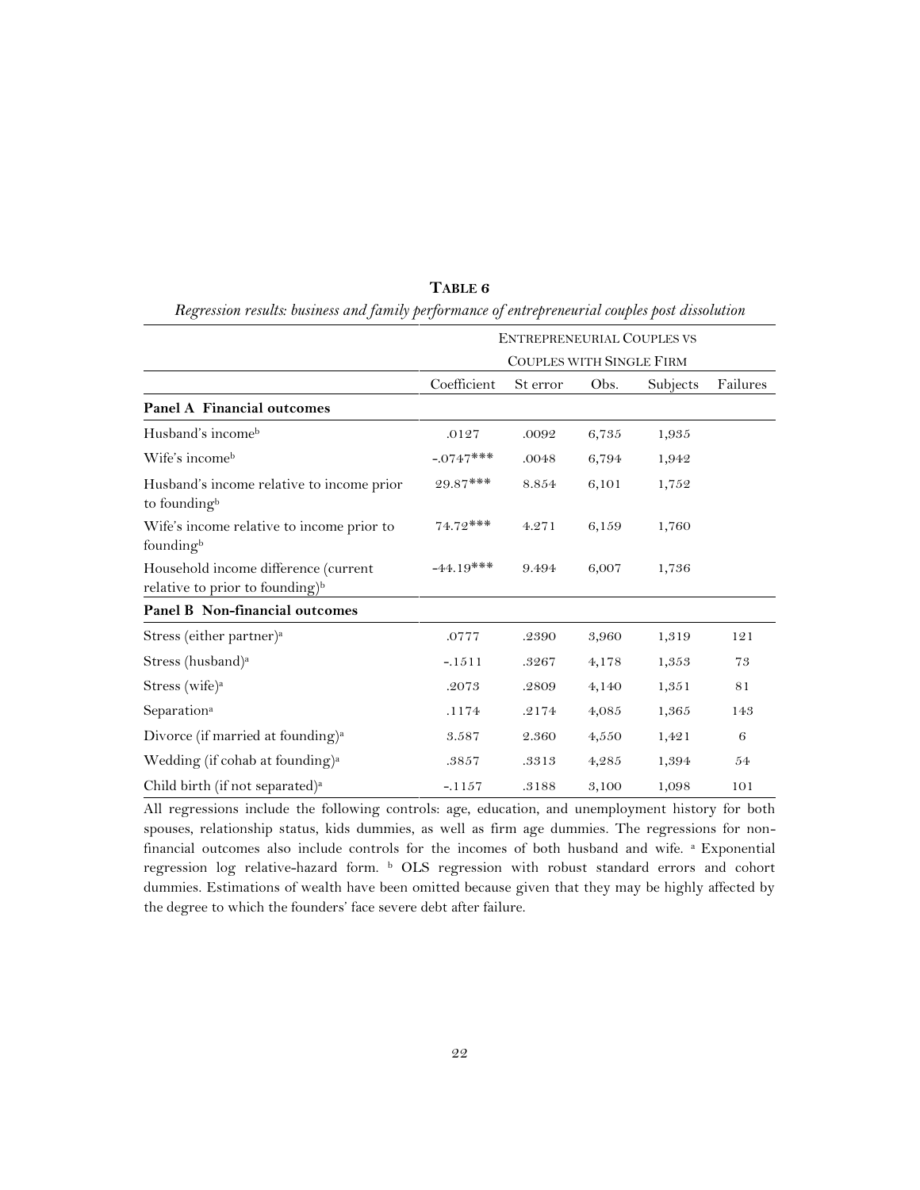**TABLE 6**

*Regression results: business and family performance of entrepreneurial couples post dissolution*

| | ENTREPRENEURIAL COUPLES VS COUPLES WITH SINGLE FIRM | | | | |
|---|---|---|---|---|---|
| | Coefficient | St error | Obs. | Subjects | Failures |
| **Panel A Financial outcomes** | | | | | |
| Husband's income[b] | .0127 | .0092 | 6,735 | 1,935 | |
| Wife's income[b] | -.0747*** | .0048 | 6,794 | 1,942 | |
| Husband's income relative to income prior to founding[b] | 29.87*** | 8.854 | 6,101 | 1,752 | |
| Wife's income relative to income prior to founding[b] | 74.72*** | 4.271 | 6,159 | 1,760 | |
| Household income difference (current relative to prior to founding)[b] | -44.19*** | 9.494 | 6,007 | 1,736 | |
| **Panel B Non-financial outcomes** | | | | | |
| Stress (either partner)[a] | .0777 | .2390 | 3,960 | 1,319 | 121 |
| Stress (husband)[a] | -.1511 | .3267 | 4,178 | 1,353 | 73 |
| Stress (wife)[a] | .2073 | .2809 | 4,140 | 1,351 | 81 |
| Separation[a] | .1174 | .2174 | 4,085 | 1,365 | 143 |
| Divorce (if married at founding)[a] | 3.587 | 2.360 | 4,550 | 1,421 | 6 |
| Wedding (if cohab at founding)[a] | .3857 | .3313 | 4,285 | 1,394 | 54 |
| Child birth (if not separated)[a] | -.1157 | .3188 | 3,100 | 1,098 | 101 |

All regressions include the following controls: age, education, and unemployment history for both spouses, relationship status, kids dummies, as well as firm age dummies. The regressions for non-financial outcomes also include controls for the incomes of both husband and wife. [a] Exponential regression log relative-hazard form. [b] OLS regression with robust standard errors and cohort dummies. Estimations of wealth have been omitted because given that they may be highly affected by the degree to which the founders' face severe debt after failure.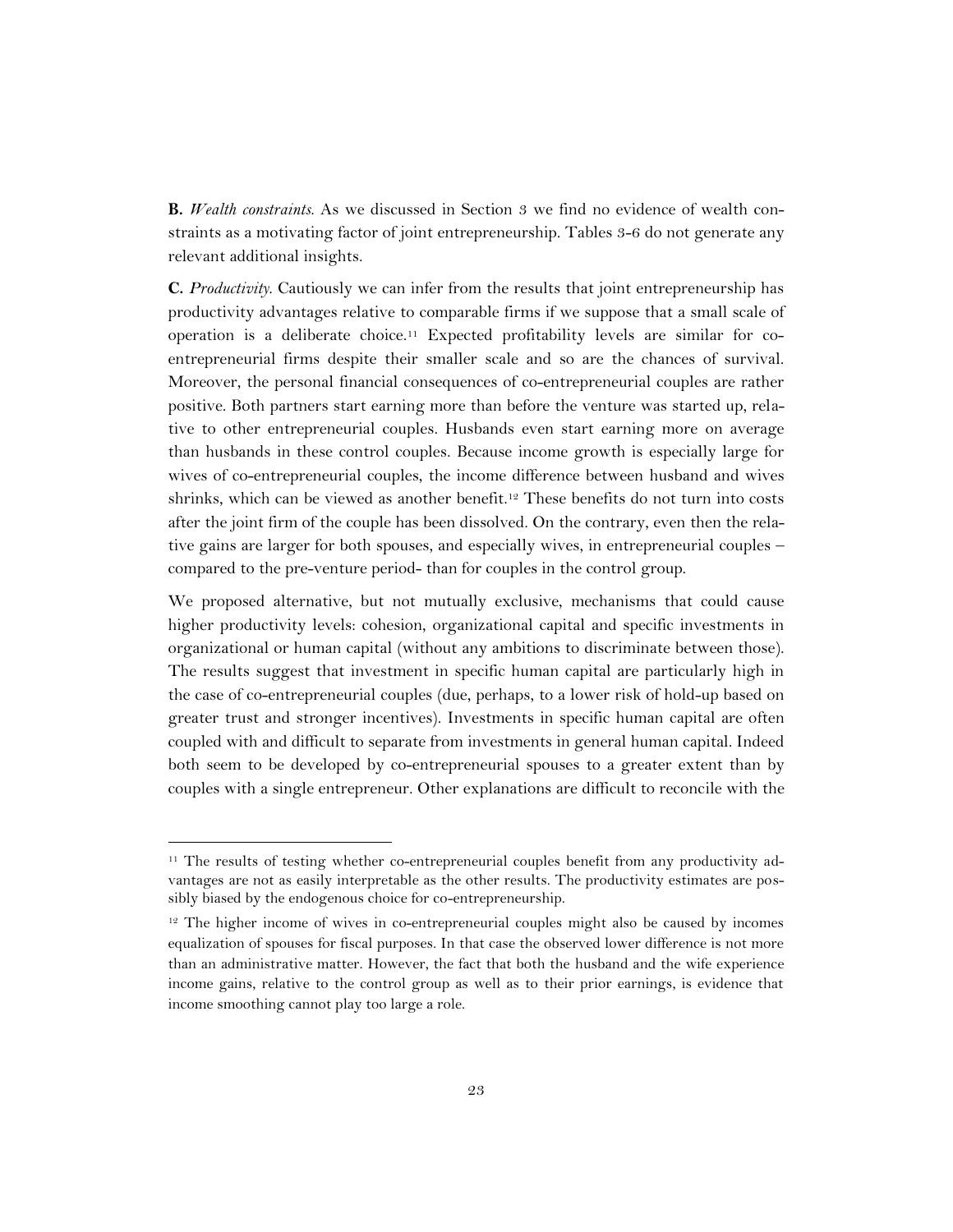**B.** *Wealth constraints*. As we discussed in Section 3 we find no evidence of wealth constraints as a motivating factor of joint entrepreneurship. Tables 3-6 do not generate any relevant additional insights.

**C.** *Productivity*. Cautiously we can infer from the results that joint entrepreneurship has productivity advantages relative to comparable firms if we suppose that a small scale of operation is a deliberate choice.[11] Expected profitability levels are similar for co-entrepreneurial firms despite their smaller scale and so are the chances of survival. Moreover, the personal financial consequences of co-entrepreneurial couples are rather positive. Both partners start earning more than before the venture was started up, relative to other entrepreneurial couples. Husbands even start earning more on average than husbands in these control couples. Because income growth is especially large for wives of co-entrepreneurial couples, the income difference between husband and wives shrinks, which can be viewed as another benefit.[12] These benefits do not turn into costs after the joint firm of the couple has been dissolved. On the contrary, even then the relative gains are larger for both spouses, and especially wives, in entrepreneurial couples – compared to the pre-venture period- than for couples in the control group.

We proposed alternative, but not mutually exclusive, mechanisms that could cause higher productivity levels: cohesion, organizational capital and specific investments in organizational or human capital (without any ambitions to discriminate between those). The results suggest that investment in specific human capital are particularly high in the case of co-entrepreneurial couples (due, perhaps, to a lower risk of hold-up based on greater trust and stronger incentives). Investments in specific human capital are often coupled with and difficult to separate from investments in general human capital. Indeed both seem to be developed by co-entrepreneurial spouses to a greater extent than by couples with a single entrepreneur. Other explanations are difficult to reconcile with the

---

[11] The results of testing whether co-entrepreneurial couples benefit from any productivity advantages are not as easily interpretable as the other results. The productivity estimates are possibly biased by the endogenous choice for co-entrepreneurship.

[12] The higher income of wives in co-entrepreneurial couples might also be caused by incomes equalization of spouses for fiscal purposes. In that case the observed lower difference is not more than an administrative matter. However, the fact that both the husband and the wife experience income gains, relative to the control group as well as to their prior earnings, is evidence that income smoothing cannot play too large a role.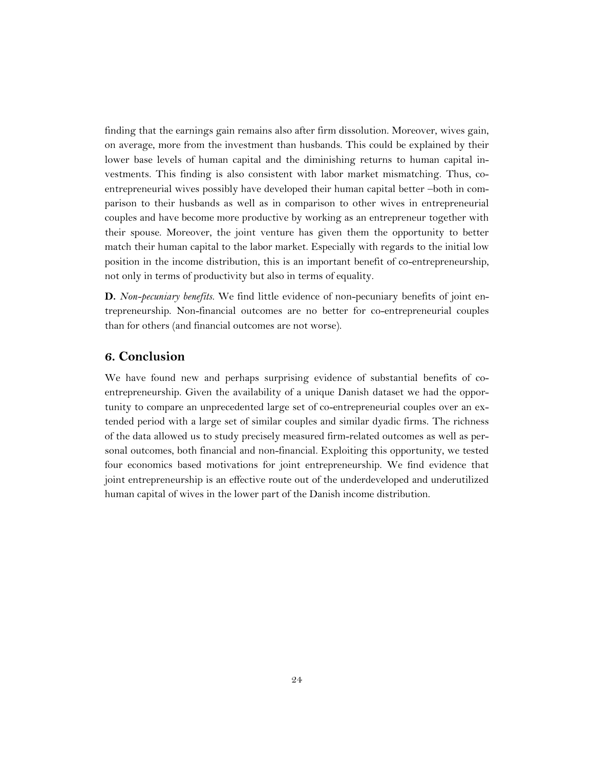finding that the earnings gain remains also after firm dissolution. Moreover, wives gain, on average, more from the investment than husbands. This could be explained by their lower base levels of human capital and the diminishing returns to human capital investments. This finding is also consistent with labor market mismatching. Thus, co-entrepreneurial wives possibly have developed their human capital better –both in comparison to their husbands as well as in comparison to other wives in entrepreneurial couples and have become more productive by working as an entrepreneur together with their spouse. Moreover, the joint venture has given them the opportunity to better match their human capital to the labor market. Especially with regards to the initial low position in the income distribution, this is an important benefit of co-entrepreneurship, not only in terms of productivity but also in terms of equality.

**D.** *Non-pecuniary benefits.* We find little evidence of non-pecuniary benefits of joint entrepreneurship. Non-financial outcomes are no better for co-entrepreneurial couples than for others (and financial outcomes are not worse).

## 6. Conclusion

We have found new and perhaps surprising evidence of substantial benefits of co-entrepreneurship. Given the availability of a unique Danish dataset we had the opportunity to compare an unprecedented large set of co-entrepreneurial couples over an extended period with a large set of similar couples and similar dyadic firms. The richness of the data allowed us to study precisely measured firm-related outcomes as well as personal outcomes, both financial and non-financial. Exploiting this opportunity, we tested four economics based motivations for joint entrepreneurship. We find evidence that joint entrepreneurship is an effective route out of the underdeveloped and underutilized human capital of wives in the lower part of the Danish income distribution.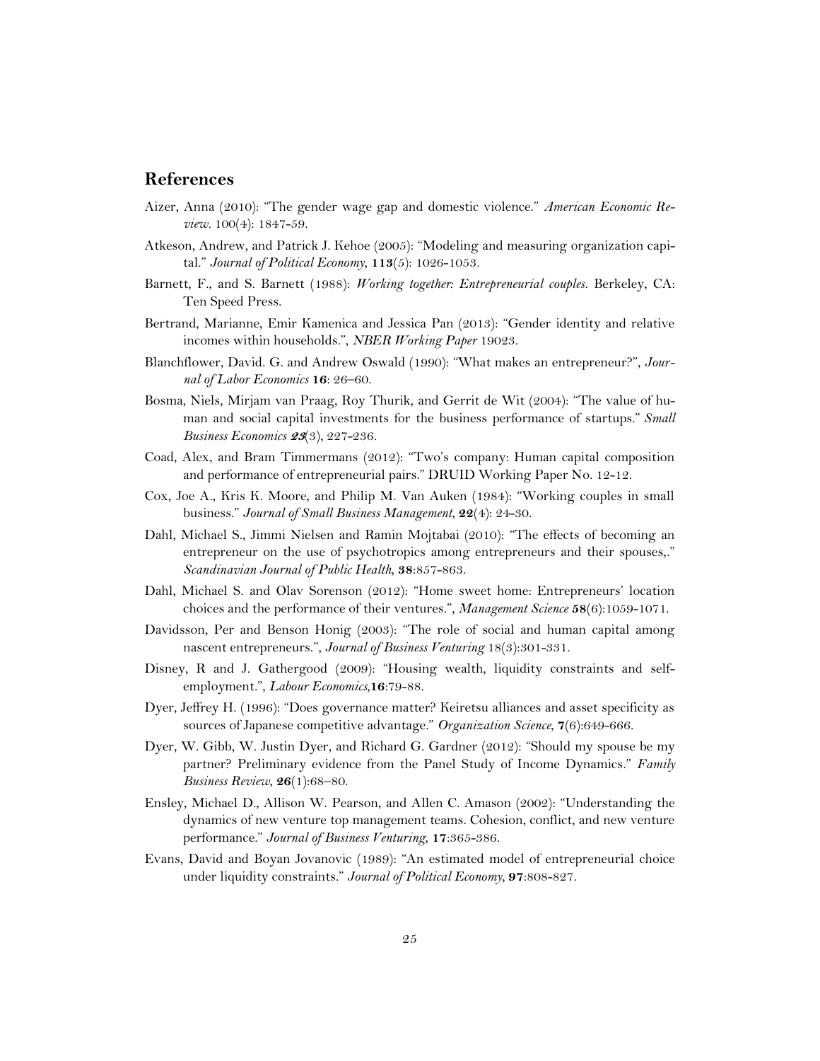## References

Aizer, Anna (2010): "The gender wage gap and domestic violence." *American Economic Review*. 100(4): 1847-59.

Atkeson, Andrew, and Patrick J. Kehoe (2005): "Modeling and measuring organization capital." *Journal of Political Economy*, **113**(5): 1026-1053.

Barnett, F., and S. Barnett (1988): *Working together: Entrepreneurial couples*. Berkeley, CA: Ten Speed Press.

Bertrand, Marianne, Emir Kamenica and Jessica Pan (2013): "Gender identity and relative incomes within households.", *NBER Working Paper* 19023.

Blanchflower, David. G. and Andrew Oswald (1990): "What makes an entrepreneur?", *Journal of Labor Economics* **16**: 26–60.

Bosma, Niels, Mirjam van Praag, Roy Thurik, and Gerrit de Wit (2004): "The value of human and social capital investments for the business performance of startups." *Small Business Economics* ***23***(3), 227-236.

Coad, Alex, and Bram Timmermans (2012): "Two's company: Human capital composition and performance of entrepreneurial pairs." DRUID Working Paper No. 12-12.

Cox, Joe A., Kris K. Moore, and Philip M. Van Auken (1984): "Working couples in small business." *Journal of Small Business Management*, ***22***(4): 24-30.

Dahl, Michael S., Jimmi Nielsen and Ramin Mojtabai (2010): "The effects of becoming an entrepreneur on the use of psychotropics among entrepreneurs and their spouses,." *Scandinavian Journal of Public Health*, **38**:857-863.

Dahl, Michael S. and Olav Sorenson (2012): "Home sweet home: Entrepreneurs' location choices and the performance of their ventures.", *Management Science* **58**(6):1059-1071.

Davidsson, Per and Benson Honig (2003): "The role of social and human capital among nascent entrepreneurs.", *Journal of Business Venturing* 18(3):301-331.

Disney, R and J. Gathergood (2009): "Housing wealth, liquidity constraints and self-employment.", *Labour Economics*,**16**:79-88.

Dyer, Jeffrey H. (1996): "Does governance matter? Keiretsu alliances and asset specificity as sources of Japanese competitive advantage." *Organization Science*, **7**(6):649-666.

Dyer, W. Gibb, W. Justin Dyer, and Richard G. Gardner (2012): "Should my spouse be my partner? Preliminary evidence from the Panel Study of Income Dynamics." *Family Business Review*, ***26***(1):68–80.

Ensley, Michael D., Allison W. Pearson, and Allen C. Amason (2002): "Understanding the dynamics of new venture top management teams. Cohesion, conflict, and new venture performance." *Journal of Business Venturing*, **17**:365-386.

Evans, David and Boyan Jovanovic (1989): "An estimated model of entrepreneurial choice under liquidity constraints." *Journal of Political Economy*, **97**:808-827.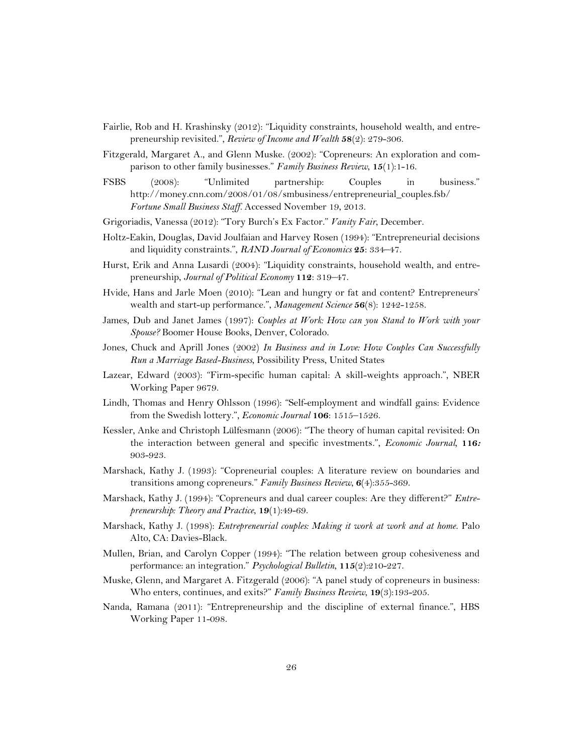Fairlie, Rob and H. Krashinsky (2012): "Liquidity constraints, household wealth, and entrepreneurship revisited.", *Review of Income and Wealth* **58**(2): 279-306.

Fitzgerald, Margaret A., and Glenn Muske. (2002): "Copreneurs: An exploration and comparison to other family businesses." *Family Business Review*, **15**(1):1-16.

FSBS (2008): "Unlimited partnership: Couples in business." http://money.cnn.com/2008/01/08/smbusiness/entrepreneurial_couples.fsb/ *Fortune Small Business Staff*. Accessed November 19, 2013.

Grigoriadis, Vanessa (2012): "Tory Burch's Ex Factor." *Vanity Fair*, December.

Holtz-Eakin, Douglas, David Joulfaian and Harvey Rosen (1994): "Entrepreneurial decisions and liquidity constraints.", *RAND Journal of Economics* **25**: 334–47.

Hurst, Erik and Anna Lusardi (2004): "Liquidity constraints, household wealth, and entrepreneurship, *Journal of Political Economy* **112**: 319–47.

Hvide, Hans and Jarle Moen (2010): "Lean and hungry or fat and content? Entrepreneurs' wealth and start-up performance.", *Management Science* **56**(8): 1242-1258.

James, Dub and Janet James (1997): *Couples at Work: How can you Stand to Work with your Spouse?* Boomer House Books, Denver, Colorado.

Jones, Chuck and Aprill Jones (2002) *In Business and in Love: How Couples Can Successfully Run a Marriage Based-Business*, Possibility Press, United States

Lazear, Edward (2003): "Firm-specific human capital: A skill-weights approach.", NBER Working Paper 9679.

Lindh, Thomas and Henry Ohlsson (1996): "Self-employment and windfall gains: Evidence from the Swedish lottery.", *Economic Journal* **106**: 1515–1526.

Kessler, Anke and Christoph Lülfesmann (2006): "The theory of human capital revisited: On the interaction between general and specific investments.", *Economic Journal*, **116:** 903-923.

Marshack, Kathy J. (1993): "Copreneurial couples: A literature review on boundaries and transitions among copreneurs." *Family Business Review*, **6**(4):355-369.

Marshack, Kathy J. (1994): "Copreneurs and dual career couples: Are they different?" *Entrepreneurship: Theory and Practice*, **19**(1):49-69.

Marshack, Kathy J. (1998): *Entrepreneurial couples: Making it work at work and at home.* Palo Alto, CA: Davies-Black.

Mullen, Brian, and Carolyn Copper (1994): "The relation between group cohesiveness and performance: an integration." *Psychological Bulletin*, **115**(2):210-227.

Muske, Glenn, and Margaret A. Fitzgerald (2006): "A panel study of copreneurs in business: Who enters, continues, and exits?" *Family Business Review*, **19**(3):193-205.

Nanda, Ramana (2011): "Entrepreneurship and the discipline of external finance.", HBS Working Paper 11-098.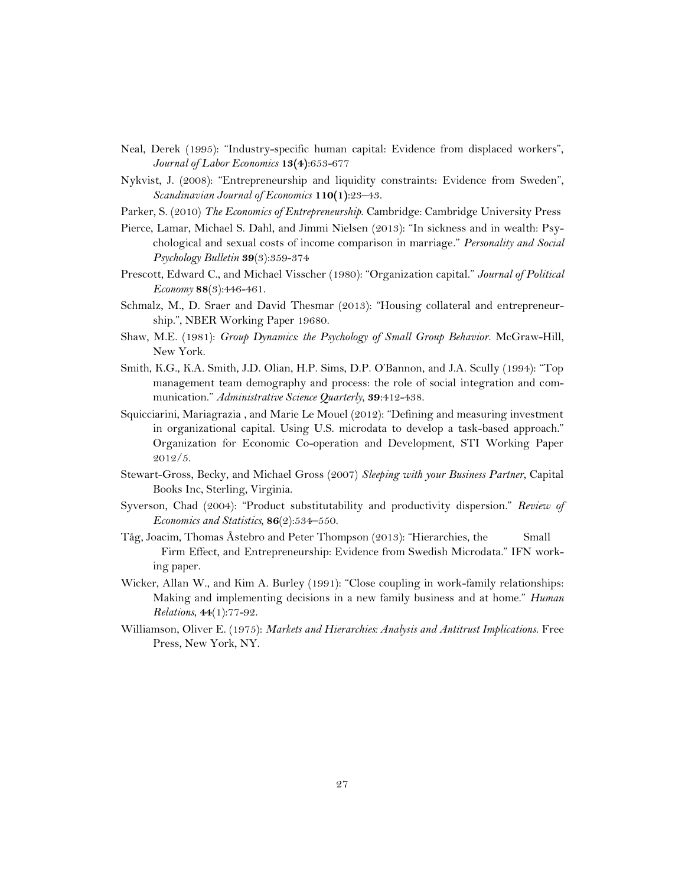Neal, Derek (1995): "Industry-specific human capital: Evidence from displaced workers", *Journal of Labor Economics* **13(4)**:653-677

Nykvist, J. (2008): "Entrepreneurship and liquidity constraints: Evidence from Sweden", *Scandinavian Journal of Economics* **110(1)**:23–43.

Parker, S. (2010) *The Economics of Entrepreneurship*. Cambridge: Cambridge University Press

Pierce, Lamar, Michael S. Dahl, and Jimmi Nielsen (2013): "In sickness and in wealth: Psychological and sexual costs of income comparison in marriage." *Personality and Social Psychology Bulletin* **39**(3):359-374

Prescott, Edward C., and Michael Visscher (1980): "Organization capital." *Journal of Political Economy* **88**(3):446-461.

Schmalz, M., D. Sraer and David Thesmar (2013): "Housing collateral and entrepreneurship.", NBER Working Paper 19680.

Shaw, M.E. (1981): *Group Dynamics: the Psychology of Small Group Behavior*. McGraw-Hill, New York.

Smith, K.G., K.A. Smith, J.D. Olian, H.P. Sims, D.P. O'Bannon, and J.A. Scully (1994): "Top management team demography and process: the role of social integration and communication." *Administrative Science Quarterly*, **39**:412-438.

Squicciarini, Mariagrazia , and Marie Le Mouel (2012): "Defining and measuring investment in organizational capital. Using U.S. microdata to develop a task-based approach." Organization for Economic Co-operation and Development, STI Working Paper 2012/5.

Stewart-Gross, Becky, and Michael Gross (2007) *Sleeping with your Business Partner*, Capital Books Inc, Sterling, Virginia.

Syverson, Chad (2004): "Product substitutability and productivity dispersion." *Review of Economics and Statistics*, **86**(2):534–550.

Tåg, Joacim, Thomas Åstebro and Peter Thompson (2013): "Hierarchies, the Small Firm Effect, and Entrepreneurship: Evidence from Swedish Microdata." IFN working paper.

Wicker, Allan W., and Kim A. Burley (1991): "Close coupling in work-family relationships: Making and implementing decisions in a new family business and at home." *Human Relations*, **44**(1):77-92.

Williamson, Oliver E. (1975): *Markets and Hierarchies: Analysis and Antitrust Implications*. Free Press, New York, NY.